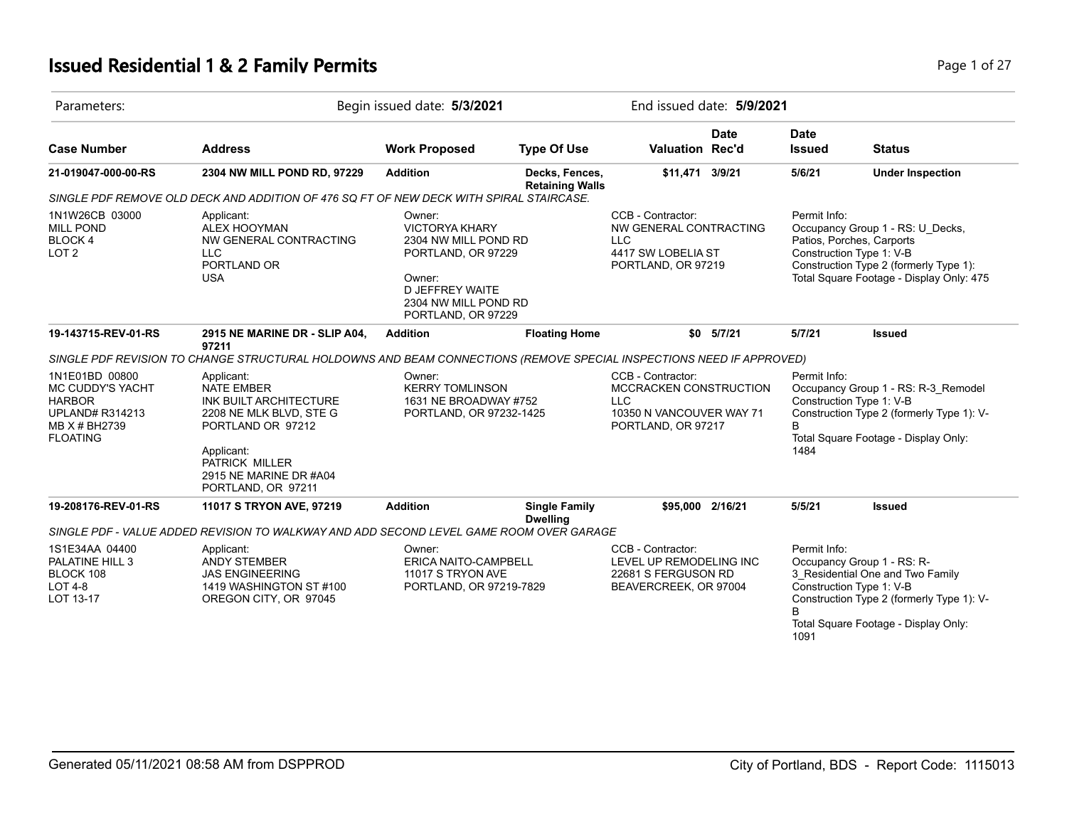# Issued Residential 1 & 2 Family Permits

Parameters: Begin issued date: **5/3/2021** End issued date: **5/9/2021**

| Case Number | Address | Work Proposed | Type Of Use | Valuation | Date Rec'd | Date Issued | Status |
|---|---|---|---|---|---|---|---|
| **21-019047-000-00-RS** | **2304 NW MILL POND RD, 97229** | **Addition** | **Decks, Fences, Retaining Walls** | **$11,471** | **3/9/21** | **5/6/21** | **Under Inspection** |

*SINGLE PDF REMOVE OLD DECK AND ADDITION OF 476 SQ FT OF NEW DECK WITH SPIRAL STAIRCASE.*

| Legal | Applicant | Owner | CCB - Contractor | Permit Info |
|---|---|---|---|---|
| 1N1W26CB 03000<br>MILL POND<br>BLOCK 4<br>LOT 2 | Applicant:<br>ALEX HOOYMAN<br>NW GENERAL CONTRACTING LLC<br>PORTLAND OR<br>USA | Owner:<br>VICTORYA KHARY<br>2304 NW MILL POND RD<br>PORTLAND, OR 97229<br><br>Owner:<br>D JEFFREY WAITE<br>2304 NW MILL POND RD<br>PORTLAND, OR 97229 | CCB - Contractor:<br>NW GENERAL CONTRACTING LLC<br>4417 SW LOBELIA ST<br>PORTLAND, OR 97219 | Permit Info:<br>Occupancy Group 1 - RS: U_Decks, Patios, Porches, Carports<br>Construction Type 1: V-B<br>Construction Type 2 (formerly Type 1):<br>Total Square Footage - Display Only: 475 |

| Case Number | Address | Work Proposed | Type Of Use | Valuation | Date Rec'd | Date Issued | Status |
|---|---|---|---|---|---|---|---|
| **19-143715-REV-01-RS** | **2915 NE MARINE DR - SLIP A04, 97211** | **Addition** | **Floating Home** | **$0** | **5/7/21** | **5/7/21** | **Issued** |

*SINGLE PDF REVISION TO CHANGE STRUCTURAL HOLDOWNS AND BEAM CONNECTIONS (REMOVE SPECIAL INSPECTIONS NEED IF APPROVED)*

| Legal | Applicant | Owner | CCB - Contractor | Permit Info |
|---|---|---|---|---|
| 1N1E01BD 00800<br>MC CUDDY'S YACHT HARBOR<br>UPLAND# R314213<br>MB X # BH2739<br>FLOATING | Applicant:<br>NATE EMBER<br>INK BUILT ARCHITECTURE<br>2208 NE MLK BLVD, STE G<br>PORTLAND OR 97212<br><br>Applicant:<br>PATRICK MILLER<br>2915 NE MARINE DR #A04<br>PORTLAND, OR 97211 | Owner:<br>KERRY TOMLINSON<br>1631 NE BROADWAY #752<br>PORTLAND, OR 97232-1425 | CCB - Contractor:<br>MCCRACKEN CONSTRUCTION LLC<br>10350 N VANCOUVER WAY 71<br>PORTLAND, OR 97217 | Permit Info:<br>Occupancy Group 1 - RS: R-3_Remodel<br>Construction Type 1: V-B<br>Construction Type 2 (formerly Type 1): V-B<br>Total Square Footage - Display Only: 1484 |

| Case Number | Address | Work Proposed | Type Of Use | Valuation | Date Rec'd | Date Issued | Status |
|---|---|---|---|---|---|---|---|
| **19-208176-REV-01-RS** | **11017 S TRYON AVE, 97219** | **Addition** | **Single Family Dwelling** | **$95,000** | **2/16/21** | **5/5/21** | **Issued** |

*SINGLE PDF - VALUE ADDED REVISION TO WALKWAY AND ADD SECOND LEVEL GAME ROOM OVER GARAGE*

| Legal | Applicant | Owner | CCB - Contractor | Permit Info |
|---|---|---|---|---|
| 1S1E34AA 04400<br>PALATINE HILL 3<br>BLOCK 108<br>LOT 4-8<br>LOT 13-17 | Applicant:<br>ANDY STEMBER<br>JAS ENGINEERING<br>1419 WASHINGTON ST #100<br>OREGON CITY, OR 97045 | Owner:<br>ERICA NAITO-CAMPBELL<br>11017 S TRYON AVE<br>PORTLAND, OR 97219-7829 | CCB - Contractor:<br>LEVEL UP REMODELING INC<br>22681 S FERGUSON RD<br>BEAVERCREEK, OR 97004 | Permit Info:<br>Occupancy Group 1 - RS: R-3_Residential One and Two Family<br>Construction Type 1: V-B<br>Construction Type 2 (formerly Type 1): V-B<br>Total Square Footage - Display Only: 1091 |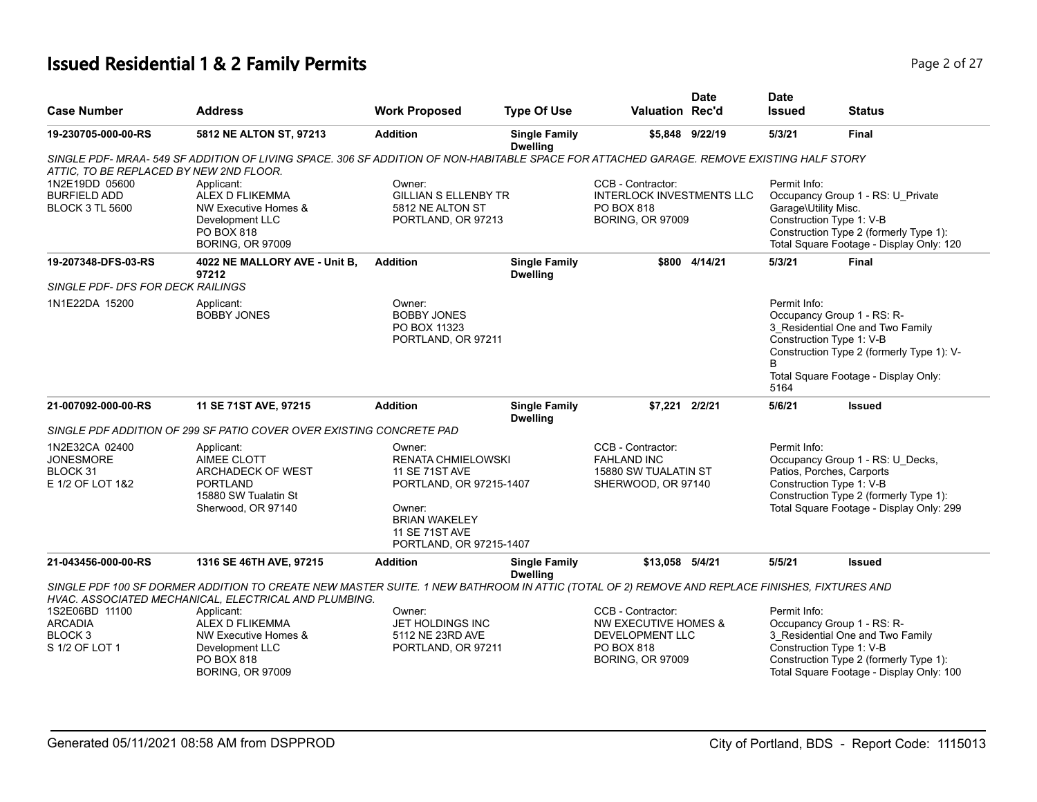# Issued Residential 1 & 2 Family Permits

| Case Number | Address | Work Proposed | Type Of Use | Valuation | Date Rec'd | Date Issued | Status |
|---|---|---|---|---|---|---|---|
| 19-230705-000-00-RS | 5812 NE ALTON ST, 97213 | Addition | Single Family Dwelling | $5,848 | 9/22/19 | 5/3/21 | Final |

*SINGLE PDF- MRAA- 549 SF ADDITION OF LIVING SPACE. 306 SF ADDITION OF NON-HABITABLE SPACE FOR ATTACHED GARAGE. REMOVE EXISTING HALF STORY ATTIC, TO BE REPLACED BY NEW 2ND FLOOR.*

1N2E19DD 05600
BURFIELD ADD
BLOCK 3 TL 5600

Applicant:
ALEX D FLIKEMMA
NW Executive Homes & Development LLC
PO BOX 818
BORING, OR 97009

Owner:
GILLIAN S ELLENBY TR
5812 NE ALTON ST
PORTLAND, OR 97213

CCB - Contractor:
INTERLOCK INVESTMENTS LLC
PO BOX 818
BORING, OR 97009

Permit Info:
Occupancy Group 1 - RS: U_Private Garage\Utility Misc.
Construction Type 1: V-B
Construction Type 2 (formerly Type 1):
Total Square Footage - Display Only: 120

| Case Number | Address | Work Proposed | Type Of Use | Valuation | Date Rec'd | Date Issued | Status |
|---|---|---|---|---|---|---|---|
| 19-207348-DFS-03-RS | 4022 NE MALLORY AVE - Unit B, 97212 | Addition | Single Family Dwelling | $800 | 4/14/21 | 5/3/21 | Final |

*SINGLE PDF- DFS FOR DECK RAILINGS*

1N1E22DA 15200

Applicant:
BOBBY JONES

Owner:
BOBBY JONES
PO BOX 11323
PORTLAND, OR 97211

Permit Info:
Occupancy Group 1 - RS: R-3_Residential One and Two Family
Construction Type 1: V-B
Construction Type 2 (formerly Type 1): V-B
Total Square Footage - Display Only: 5164

| Case Number | Address | Work Proposed | Type Of Use | Valuation | Date Rec'd | Date Issued | Status |
|---|---|---|---|---|---|---|---|
| 21-007092-000-00-RS | 11 SE 71ST AVE, 97215 | Addition | Single Family Dwelling | $7,221 | 2/2/21 | 5/6/21 | Issued |

*SINGLE PDF ADDITION OF 299 SF PATIO COVER OVER EXISTING CONCRETE PAD*

1N2E32CA 02400
JONESMORE
BLOCK 31
E 1/2 OF LOT 1&2

Applicant:
AIMEE CLOTT
ARCHADECK OF WEST PORTLAND
15880 SW Tualatin St
Sherwood, OR 97140

Owner:
RENATA CHMIELOWSKI
11 SE 71ST AVE
PORTLAND, OR 97215-1407

Owner:
BRIAN WAKELEY
11 SE 71ST AVE
PORTLAND, OR 97215-1407

CCB - Contractor:
FAHLAND INC
15880 SW TUALATIN ST
SHERWOOD, OR 97140

Permit Info:
Occupancy Group 1 - RS: U_Decks, Patios, Porches, Carports
Construction Type 1: V-B
Construction Type 2 (formerly Type 1):
Total Square Footage - Display Only: 299

| Case Number | Address | Work Proposed | Type Of Use | Valuation | Date Rec'd | Date Issued | Status |
|---|---|---|---|---|---|---|---|
| 21-043456-000-00-RS | 1316 SE 46TH AVE, 97215 | Addition | Single Family Dwelling | $13,058 | 5/4/21 | 5/5/21 | Issued |

*SINGLE PDF 100 SF DORMER ADDITION TO CREATE NEW MASTER SUITE. 1 NEW BATHROOM IN ATTIC (TOTAL OF 2) REMOVE AND REPLACE FINISHES, FIXTURES AND HVAC. ASSOCIATED MECHANICAL, ELECTRICAL AND PLUMBING.*

1S2E06BD 11100
ARCADIA
BLOCK 3
S 1/2 OF LOT 1

Applicant:
ALEX D FLIKEMMA
NW Executive Homes & Development LLC
PO BOX 818
BORING, OR 97009

Owner:
JET HOLDINGS INC
5112 NE 23RD AVE
PORTLAND, OR 97211

CCB - Contractor:
NW EXECUTIVE HOMES & DEVELOPMENT LLC
PO BOX 818
BORING, OR 97009

Permit Info:
Occupancy Group 1 - RS: R-3_Residential One and Two Family
Construction Type 1: V-B
Construction Type 2 (formerly Type 1):
Total Square Footage - Display Only: 100

Generated 05/11/2021 08:58 AM from DSPPROD

City of Portland, BDS - Report Code: 1115013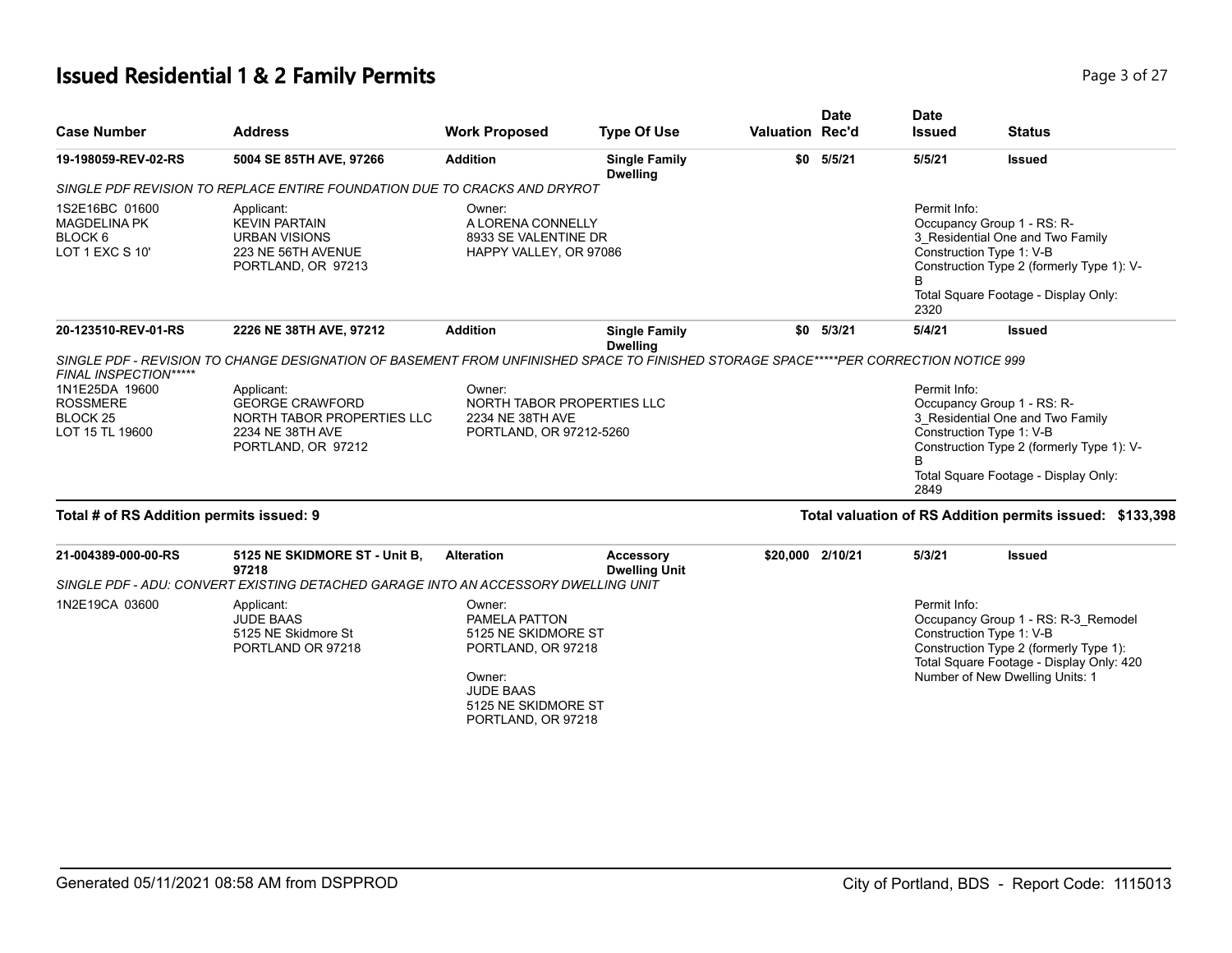# Issued Residential 1 & 2 Family Permits

| Case Number | Address | Work Proposed | Type Of Use | Valuation | Date Rec'd | Date Issued | Status |
|---|---|---|---|---|---|---|---|
| **19-198059-REV-02-RS** | **5004 SE 85TH AVE, 97266** | **Addition** | **Single Family Dwelling** | **$0** | **5/5/21** | **5/5/21** | **Issued** |

*SINGLE PDF REVISION TO REPLACE ENTIRE FOUNDATION DUE TO CRACKS AND DRYROT*

1S2E16BC 01600
MAGDELINA PK
BLOCK 6
LOT 1 EXC S 10'

Applicant:
KEVIN PARTAIN
URBAN VISIONS
223 NE 56TH AVENUE
PORTLAND, OR 97213

Owner:
A LORENA CONNELLY
8933 SE VALENTINE DR
HAPPY VALLEY, OR 97086

Permit Info:
Occupancy Group 1 - RS: R-3_Residential One and Two Family
Construction Type 1: V-B
Construction Type 2 (formerly Type 1): V-B
Total Square Footage - Display Only: 2320

| Case Number | Address | Work Proposed | Type Of Use | Valuation | Date Rec'd | Date Issued | Status |
|---|---|---|---|---|---|---|---|
| **20-123510-REV-01-RS** | **2226 NE 38TH AVE, 97212** | **Addition** | **Single Family Dwelling** | **$0** | **5/3/21** | **5/4/21** | **Issued** |

*SINGLE PDF - REVISION TO CHANGE DESIGNATION OF BASEMENT FROM UNFINISHED SPACE TO FINISHED STORAGE SPACE*****PER CORRECTION NOTICE 999 FINAL INSPECTION*****

1N1E25DA 19600
ROSSMERE
BLOCK 25
LOT 15 TL 19600

Applicant:
GEORGE CRAWFORD
NORTH TABOR PROPERTIES LLC
2234 NE 38TH AVE
PORTLAND, OR 97212

Owner:
NORTH TABOR PROPERTIES LLC
2234 NE 38TH AVE
PORTLAND, OR 97212-5260

Permit Info:
Occupancy Group 1 - RS: R-3_Residential One and Two Family
Construction Type 1: V-B
Construction Type 2 (formerly Type 1): V-B
Total Square Footage - Display Only: 2849

**Total # of RS Addition permits issued: 9**

**Total valuation of RS Addition permits issued: $133,398**

| Case Number | Address | Work Proposed | Type Of Use | Valuation | Date Rec'd | Date Issued | Status |
|---|---|---|---|---|---|---|---|
| **21-004389-000-00-RS** | **5125 NE SKIDMORE ST - Unit B, 97218** | **Alteration** | **Accessory Dwelling Unit** | **$20,000** | **2/10/21** | **5/3/21** | **Issued** |

*SINGLE PDF - ADU: CONVERT EXISTING DETACHED GARAGE INTO AN ACCESSORY DWELLING UNIT*

1N2E19CA 03600

Applicant:
JUDE BAAS
5125 NE Skidmore St
PORTLAND OR 97218

Owner:
PAMELA PATTON
5125 NE SKIDMORE ST
PORTLAND, OR 97218

Owner:
JUDE BAAS
5125 NE SKIDMORE ST
PORTLAND, OR 97218

Permit Info:
Occupancy Group 1 - RS: R-3_Remodel
Construction Type 1: V-B
Construction Type 2 (formerly Type 1):
Total Square Footage - Display Only: 420
Number of New Dwelling Units: 1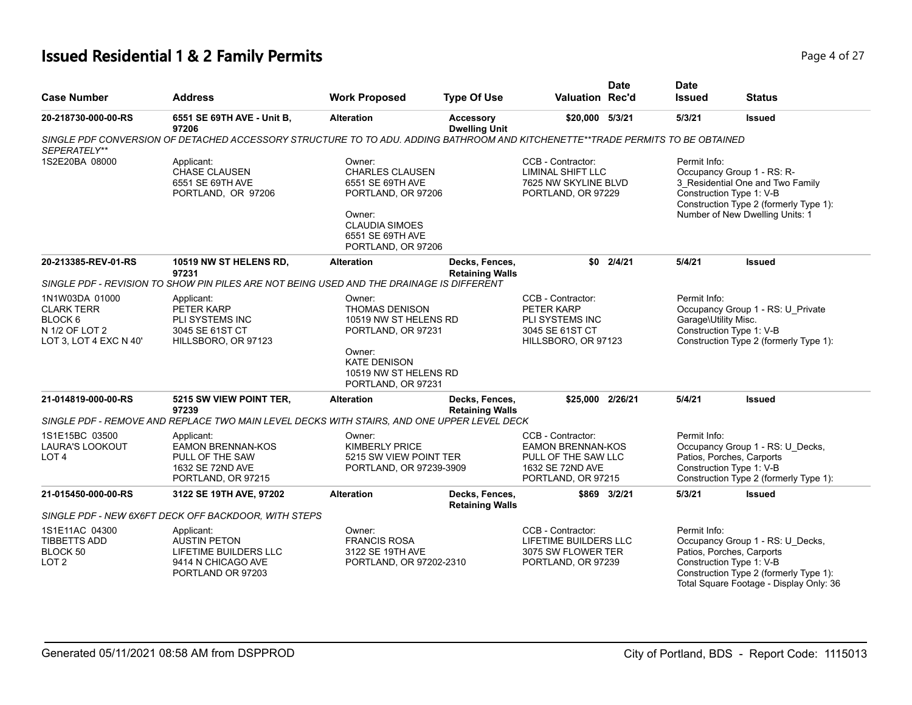# Issued Residential 1 & 2 Family Permits

| Case Number | Address | Work Proposed | Type Of Use | Valuation | Date Rec'd | Date Issued | Status |
|---|---|---|---|---|---|---|---|
| 20-218730-000-00-RS | 6551 SE 69TH AVE - Unit B, 97206 | Alteration | Accessory Dwelling Unit | $20,000 | 5/3/21 | 5/3/21 | Issued |

*SINGLE PDF CONVERSION OF DETACHED ACCESSORY STRUCTURE TO TO ADU. ADDING BATHROOM AND KITCHENETTE**TRADE PERMITS TO BE OBTAINED SEPERATELY***

1S2E20BA 08000

Applicant:
CHASE CLAUSEN
6551 SE 69TH AVE
PORTLAND, OR 97206

Owner:
CHARLES CLAUSEN
6551 SE 69TH AVE
PORTLAND, OR 97206

Owner:
CLAUDIA SIMOES
6551 SE 69TH AVE
PORTLAND, OR 97206

CCB - Contractor:
LIMINAL SHIFT LLC
7625 NW SKYLINE BLVD
PORTLAND, OR 97229

Permit Info:
Occupancy Group 1 - RS: R-3_Residential One and Two Family
Construction Type 1: V-B
Construction Type 2 (formerly Type 1):
Number of New Dwelling Units: 1

| Case Number | Address | Work Proposed | Type Of Use | Valuation | Date Rec'd | Date Issued | Status |
|---|---|---|---|---|---|---|---|
| 20-213385-REV-01-RS | 10519 NW ST HELENS RD, 97231 | Alteration | Decks, Fences, Retaining Walls | $0 | 2/4/21 | 5/4/21 | Issued |

*SINGLE PDF - REVISION TO SHOW PIN PILES ARE NOT BEING USED AND THE DRAINAGE IS DIFFERENT*

1N1W03DA 01000
CLARK TERR
BLOCK 6
N 1/2 OF LOT 2
LOT 3, LOT 4 EXC N 40'

Applicant:
PETER KARP
PLI SYSTEMS INC
3045 SE 61ST CT
HILLSBORO, OR 97123

Owner:
THOMAS DENISON
10519 NW ST HELENS RD
PORTLAND, OR 97231

Owner:
KATE DENISON
10519 NW ST HELENS RD
PORTLAND, OR 97231

CCB - Contractor:
PETER KARP
PLI SYSTEMS INC
3045 SE 61ST CT
HILLSBORO, OR 97123

Permit Info:
Occupancy Group 1 - RS: U_Private Garage\Utility Misc.
Construction Type 1: V-B
Construction Type 2 (formerly Type 1):

| Case Number | Address | Work Proposed | Type Of Use | Valuation | Date Rec'd | Date Issued | Status |
|---|---|---|---|---|---|---|---|
| 21-014819-000-00-RS | 5215 SW VIEW POINT TER, 97239 | Alteration | Decks, Fences, Retaining Walls | $25,000 | 2/26/21 | 5/4/21 | Issued |

*SINGLE PDF - REMOVE AND REPLACE TWO MAIN LEVEL DECKS WITH STAIRS, AND ONE UPPER LEVEL DECK*

1S1E15BC 03500
LAURA'S LOOKOUT
LOT 4

Applicant:
EAMON BRENNAN-KOS
PULL OF THE SAW
1632 SE 72ND AVE
PORTLAND, OR 97215

Owner:
KIMBERLY PRICE
5215 SW VIEW POINT TER
PORTLAND, OR 97239-3909

CCB - Contractor:
EAMON BRENNAN-KOS
PULL OF THE SAW LLC
1632 SE 72ND AVE
PORTLAND, OR 97215

Permit Info:
Occupancy Group 1 - RS: U_Decks, Patios, Porches, Carports
Construction Type 1: V-B
Construction Type 2 (formerly Type 1):

| Case Number | Address | Work Proposed | Type Of Use | Valuation | Date Rec'd | Date Issued | Status |
|---|---|---|---|---|---|---|---|
| 21-015450-000-00-RS | 3122 SE 19TH AVE, 97202 | Alteration | Decks, Fences, Retaining Walls | $869 | 3/2/21 | 5/3/21 | Issued |

*SINGLE PDF - NEW 6X6FT DECK OFF BACKDOOR, WITH STEPS*

1S1E11AC 04300
TIBBETTS ADD
BLOCK 50
LOT 2

Applicant:
AUSTIN PETON
LIFETIME BUILDERS LLC
9414 N CHICAGO AVE
PORTLAND OR 97203

Owner:
FRANCIS ROSA
3122 SE 19TH AVE
PORTLAND, OR 97202-2310

CCB - Contractor:
LIFETIME BUILDERS LLC
3075 SW FLOWER TER
PORTLAND, OR 97239

Permit Info:
Occupancy Group 1 - RS: U_Decks, Patios, Porches, Carports
Construction Type 1: V-B
Construction Type 2 (formerly Type 1):
Total Square Footage - Display Only: 36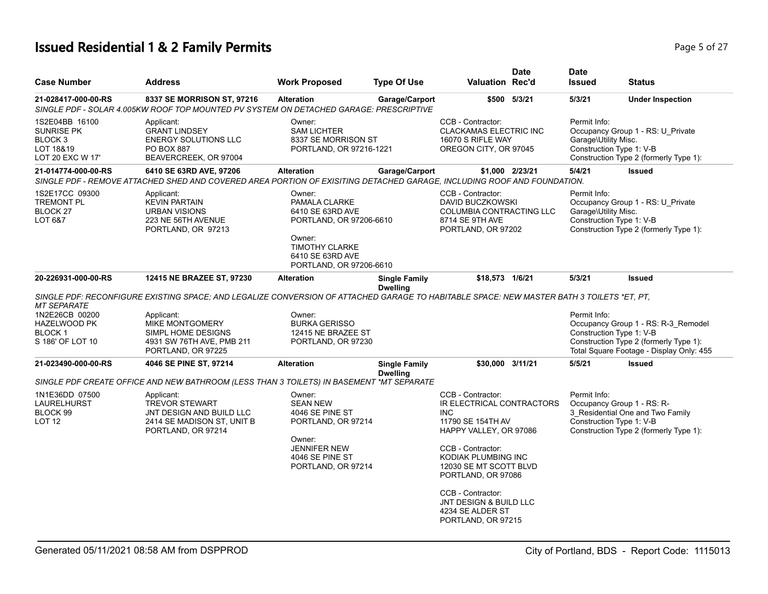# Issued Residential 1 & 2 Family Permits

| Case Number | Address | Work Proposed | Type Of Use | Valuation | Date Rec'd | Date Issued | Status |
|---|---|---|---|---|---|---|---|
| **21-028417-000-00-RS** | **8337 SE MORRISON ST, 97216** | **Alteration** | **Garage/Carport** | **$500** | **5/3/21** | **5/3/21** | **Under Inspection** |

*SINGLE PDF - SOLAR 4.005KW ROOF TOP MOUNTED PV SYSTEM ON DETACHED GARAGE: PRESCRIPTIVE*

1S2E04BB 16100
SUNRISE PK
BLOCK 3
LOT 18&19
LOT 20 EXC W 17'

Applicant:
GRANT LINDSEY
ENERGY SOLUTIONS LLC
PO BOX 887
BEAVERCREEK, OR 97004

Owner:
SAM LICHTER
8337 SE MORRISON ST
PORTLAND, OR 97216-1221

CCB - Contractor:
CLACKAMAS ELECTRIC INC
16070 S RIFLE WAY
OREGON CITY, OR 97045

Permit Info:
Occupancy Group 1 - RS: U_Private Garage\Utility Misc.
Construction Type 1: V-B
Construction Type 2 (formerly Type 1):

| Case Number | Address | Work Proposed | Type Of Use | Valuation | Date Rec'd | Date Issued | Status |
|---|---|---|---|---|---|---|---|
| **21-014774-000-00-RS** | **6410 SE 63RD AVE, 97206** | **Alteration** | **Garage/Carport** | **$1,000** | **2/23/21** | **5/4/21** | **Issued** |

*SINGLE PDF - REMOVE ATTACHED SHED AND COVERED AREA PORTION OF EXISITING DETACHED GARAGE, INCLUDING ROOF AND FOUNDATION.*

1S2E17CC 09300
TREMONT PL
BLOCK 27
LOT 6&7

Applicant:
KEVIN PARTAIN
URBAN VISIONS
223 NE 56TH AVENUE
PORTLAND, OR 97213

Owner:
PAMALA CLARKE
6410 SE 63RD AVE
PORTLAND, OR 97206-6610

Owner:
TIMOTHY CLARKE
6410 SE 63RD AVE
PORTLAND, OR 97206-6610

CCB - Contractor:
DAVID BUCZKOWSKI
COLUMBIA CONTRACTING LLC
8714 SE 9TH AVE
PORTLAND, OR 97202

Permit Info:
Occupancy Group 1 - RS: U_Private Garage\Utility Misc.
Construction Type 1: V-B
Construction Type 2 (formerly Type 1):

| Case Number | Address | Work Proposed | Type Of Use | Valuation | Date Rec'd | Date Issued | Status |
|---|---|---|---|---|---|---|---|
| **20-226931-000-00-RS** | **12415 NE BRAZEE ST, 97230** | **Alteration** | **Single Family Dwelling** | **$18,573** | **1/6/21** | **5/3/21** | **Issued** |

*SINGLE PDF: RECONFIGURE EXISTING SPACE; AND LEGALIZE CONVERSION OF ATTACHED GARAGE TO HABITABLE SPACE: NEW MASTER BATH 3 TOILETS *ET, PT, MT SEPARATE*

1N2E26CB 00200
HAZELWOOD PK
BLOCK 1
S 186' OF LOT 10

Applicant:
MIKE MONTGOMERY
SIMPL HOME DESIGNS
4931 SW 76TH AVE, PMB 211
PORTLAND, OR 97225

Owner:
BURKA GERISSO
12415 NE BRAZEE ST
PORTLAND, OR 97230

Permit Info:
Occupancy Group 1 - RS: R-3_Remodel
Construction Type 1: V-B
Construction Type 2 (formerly Type 1):
Total Square Footage - Display Only: 455

| Case Number | Address | Work Proposed | Type Of Use | Valuation | Date Rec'd | Date Issued | Status |
|---|---|---|---|---|---|---|---|
| **21-023490-000-00-RS** | **4046 SE PINE ST, 97214** | **Alteration** | **Single Family Dwelling** | **$30,000** | **3/11/21** | **5/5/21** | **Issued** |

*SINGLE PDF CREATE OFFICE AND NEW BATHROOM (LESS THAN 3 TOILETS) IN BASEMENT *MT SEPARATE*

1N1E36DD 07500
LAURELHURST
BLOCK 99
LOT 12

Applicant:
TREVOR STEWART
JNT DESIGN AND BUILD LLC
2414 SE MADISON ST, UNIT B
PORTLAND, OR 97214

Owner:
SEAN NEW
4046 SE PINE ST
PORTLAND, OR 97214

Owner:
JENNIFER NEW
4046 SE PINE ST
PORTLAND, OR 97214

CCB - Contractor:
IR ELECTRICAL CONTRACTORS INC
11790 SE 154TH AV
HAPPY VALLEY, OR 97086

CCB - Contractor:
KODIAK PLUMBING INC
12030 SE MT SCOTT BLVD
PORTLAND, OR 97086

CCB - Contractor:
JNT DESIGN & BUILD LLC
4234 SE ALDER ST
PORTLAND, OR 97215

Permit Info:
Occupancy Group 1 - RS: R-3_Residential One and Two Family
Construction Type 1: V-B
Construction Type 2 (formerly Type 1):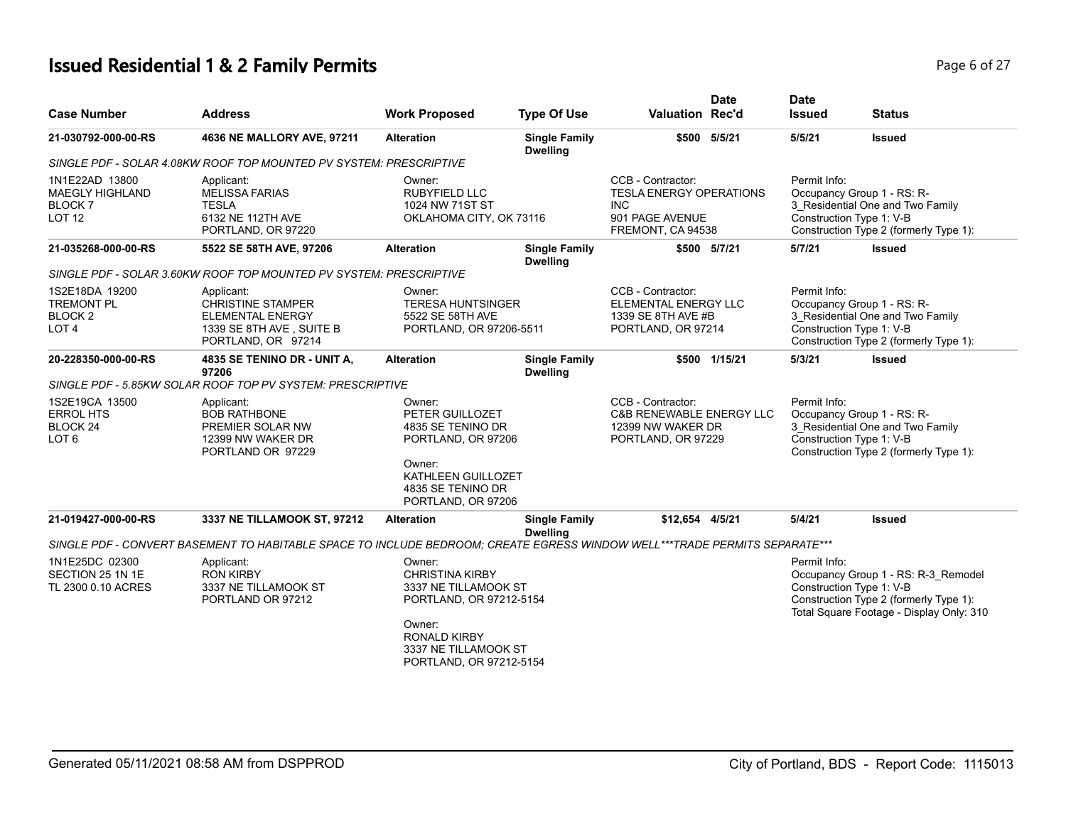# Issued Residential 1 & 2 Family Permits

| Case Number | Address | Work Proposed | Type Of Use | Valuation | Date Rec'd | Date Issued | Status |
|---|---|---|---|---|---|---|---|
| 21-030792-000-00-RS | 4636 NE MALLORY AVE, 97211 | Alteration | Single Family Dwelling | $500 | 5/5/21 | 5/5/21 | Issued |

*SINGLE PDF - SOLAR 4.08KW ROOF TOP MOUNTED PV SYSTEM: PRESCRIPTIVE*

| | | | | |
|---|---|---|---|---|
| 1N1E22AD 13800<br>MAEGLY HIGHLAND<br>BLOCK 7<br>LOT 12 | Applicant:<br>MELISSA FARIAS<br>TESLA<br>6132 NE 112TH AVE<br>PORTLAND, OR 97220 | Owner:<br>RUBYFIELD LLC<br>1024 NW 71ST ST<br>OKLAHOMA CITY, OK 73116 | CCB - Contractor:<br>TESLA ENERGY OPERATIONS INC<br>901 PAGE AVENUE<br>FREMONT, CA 94538 | Permit Info:<br>Occupancy Group 1 - RS: R-3_Residential One and Two Family<br>Construction Type 1: V-B<br>Construction Type 2 (formerly Type 1): |

| Case Number | Address | Work Proposed | Type Of Use | Valuation | Date Rec'd | Date Issued | Status |
|---|---|---|---|---|---|---|---|
| 21-035268-000-00-RS | 5522 SE 58TH AVE, 97206 | Alteration | Single Family Dwelling | $500 | 5/7/21 | 5/7/21 | Issued |

*SINGLE PDF - SOLAR 3.60KW ROOF TOP MOUNTED PV SYSTEM: PRESCRIPTIVE*

| | | | | |
|---|---|---|---|---|
| 1S2E18DA 19200<br>TREMONT PL<br>BLOCK 2<br>LOT 4 | Applicant:<br>CHRISTINE STAMPER<br>ELEMENTAL ENERGY<br>1339 SE 8TH AVE , SUITE B<br>PORTLAND, OR 97214 | Owner:<br>TERESA HUNTSINGER<br>5522 SE 58TH AVE<br>PORTLAND, OR 97206-5511 | CCB - Contractor:<br>ELEMENTAL ENERGY LLC<br>1339 SE 8TH AVE #B<br>PORTLAND, OR 97214 | Permit Info:<br>Occupancy Group 1 - RS: R-3_Residential One and Two Family<br>Construction Type 1: V-B<br>Construction Type 2 (formerly Type 1): |

| Case Number | Address | Work Proposed | Type Of Use | Valuation | Date Rec'd | Date Issued | Status |
|---|---|---|---|---|---|---|---|
| 20-228350-000-00-RS | 4835 SE TENINO DR - UNIT A, 97206 | Alteration | Single Family Dwelling | $500 | 1/15/21 | 5/3/21 | Issued |

*SINGLE PDF - 5.85KW SOLAR ROOF TOP PV SYSTEM: PRESCRIPTIVE*

| | | | | |
|---|---|---|---|---|
| 1S2E19CA 13500<br>ERROL HTS<br>BLOCK 24<br>LOT 6 | Applicant:<br>BOB RATHBONE<br>PREMIER SOLAR NW<br>12399 NW WAKER DR<br>PORTLAND OR 97229 | Owner:<br>PETER GUILLOZET<br>4835 SE TENINO DR<br>PORTLAND, OR 97206<br><br>Owner:<br>KATHLEEN GUILLOZET<br>4835 SE TENINO DR<br>PORTLAND, OR 97206 | CCB - Contractor:<br>C&B RENEWABLE ENERGY LLC<br>12399 NW WAKER DR<br>PORTLAND, OR 97229 | Permit Info:<br>Occupancy Group 1 - RS: R-3_Residential One and Two Family<br>Construction Type 1: V-B<br>Construction Type 2 (formerly Type 1): |

| Case Number | Address | Work Proposed | Type Of Use | Valuation | Date Rec'd | Date Issued | Status |
|---|---|---|---|---|---|---|---|
| 21-019427-000-00-RS | 3337 NE TILLAMOOK ST, 97212 | Alteration | Single Family Dwelling | $12,654 | 4/5/21 | 5/4/21 | Issued |

*SINGLE PDF - CONVERT BASEMENT TO HABITABLE SPACE TO INCLUDE BEDROOM; CREATE EGRESS WINDOW WELL***TRADE PERMITS SEPARATE****

| | | | | |
|---|---|---|---|---|
| 1N1E25DC 02300<br>SECTION 25 1N 1E<br>TL 2300 0.10 ACRES | Applicant:<br>RON KIRBY<br>3337 NE TILLAMOOK ST<br>PORTLAND OR 97212 | Owner:<br>CHRISTINA KIRBY<br>3337 NE TILLAMOOK ST<br>PORTLAND, OR 97212-5154<br><br>Owner:<br>RONALD KIRBY<br>3337 NE TILLAMOOK ST<br>PORTLAND, OR 97212-5154 | | Permit Info:<br>Occupancy Group 1 - RS: R-3_Remodel<br>Construction Type 1: V-B<br>Construction Type 2 (formerly Type 1):<br>Total Square Footage - Display Only: 310 |

Generated 05/11/2021 08:58 AM from DSPPROD — City of Portland, BDS - Report Code: 1115013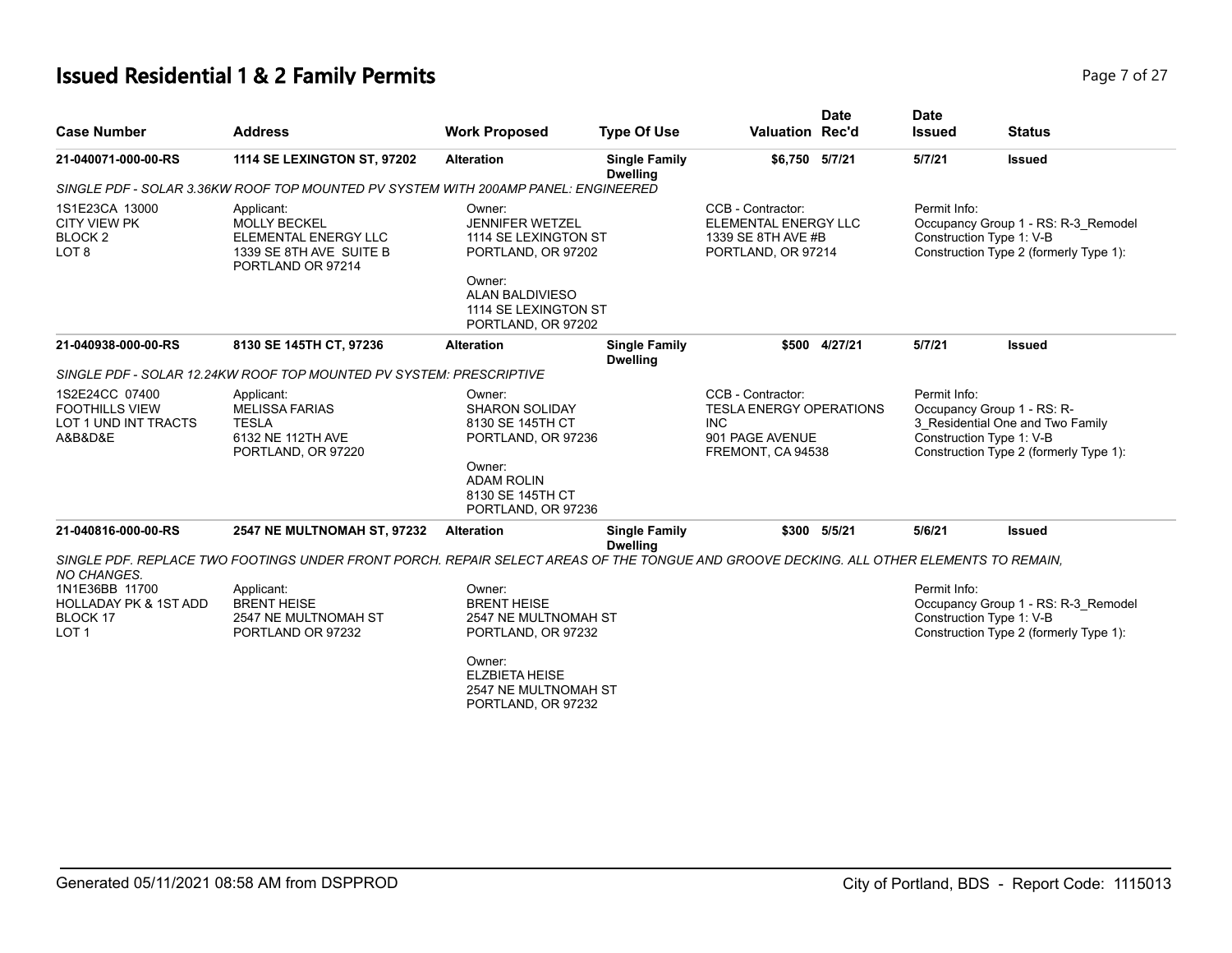# Issued Residential 1 & 2 Family Permits

| Case Number | Address | Work Proposed | Type Of Use | Valuation | Date Rec'd | Date Issued | Status |
|---|---|---|---|---|---|---|---|
| 21-040071-000-00-RS | 1114 SE LEXINGTON ST, 97202 | Alteration | Single Family Dwelling | $6,750 | 5/7/21 | 5/7/21 | Issued |

*SINGLE PDF - SOLAR 3.36KW ROOF TOP MOUNTED PV SYSTEM WITH 200AMP PANEL: ENGINEERED*

1S1E23CA 13000
CITY VIEW PK
BLOCK 2
LOT 8

Applicant:
MOLLY BECKEL
ELEMENTAL ENERGY LLC
1339 SE 8TH AVE SUITE B
PORTLAND OR 97214

Owner:
JENNIFER WETZEL
1114 SE LEXINGTON ST
PORTLAND, OR 97202

Owner:
ALAN BALDIVIESO
1114 SE LEXINGTON ST
PORTLAND, OR 97202

CCB - Contractor:
ELEMENTAL ENERGY LLC
1339 SE 8TH AVE #B
PORTLAND, OR 97214

Permit Info:
Occupancy Group 1 - RS: R-3_Remodel
Construction Type 1: V-B
Construction Type 2 (formerly Type 1):

| Case Number | Address | Work Proposed | Type Of Use | Valuation | Date Rec'd | Date Issued | Status |
|---|---|---|---|---|---|---|---|
| 21-040938-000-00-RS | 8130 SE 145TH CT, 97236 | Alteration | Single Family Dwelling | $500 | 4/27/21 | 5/7/21 | Issued |

*SINGLE PDF - SOLAR 12.24KW ROOF TOP MOUNTED PV SYSTEM: PRESCRIPTIVE*

1S2E24CC 07400
FOOTHILLS VIEW
LOT 1 UND INT TRACTS
A&B&D&E

Applicant:
MELISSA FARIAS
TESLA
6132 NE 112TH AVE
PORTLAND, OR 97220

Owner:
SHARON SOLIDAY
8130 SE 145TH CT
PORTLAND, OR 97236

Owner:
ADAM ROLIN
8130 SE 145TH CT
PORTLAND, OR 97236

CCB - Contractor:
TESLA ENERGY OPERATIONS INC
901 PAGE AVENUE
FREMONT, CA 94538

Permit Info:
Occupancy Group 1 - RS: R-3_Residential One and Two Family
Construction Type 1: V-B
Construction Type 2 (formerly Type 1):

| Case Number | Address | Work Proposed | Type Of Use | Valuation | Date Rec'd | Date Issued | Status |
|---|---|---|---|---|---|---|---|
| 21-040816-000-00-RS | 2547 NE MULTNOMAH ST, 97232 | Alteration | Single Family Dwelling | $300 | 5/5/21 | 5/6/21 | Issued |

*SINGLE PDF. REPLACE TWO FOOTINGS UNDER FRONT PORCH. REPAIR SELECT AREAS OF THE TONGUE AND GROOVE DECKING. ALL OTHER ELEMENTS TO REMAIN, NO CHANGES.*

1N1E36BB 11700
HOLLADAY PK & 1ST ADD
BLOCK 17
LOT 1

Applicant:
BRENT HEISE
2547 NE MULTNOMAH ST
PORTLAND OR 97232

Owner:
BRENT HEISE
2547 NE MULTNOMAH ST
PORTLAND, OR 97232

Owner:
ELZBIETA HEISE
2547 NE MULTNOMAH ST
PORTLAND, OR 97232

Permit Info:
Occupancy Group 1 - RS: R-3_Remodel
Construction Type 1: V-B
Construction Type 2 (formerly Type 1):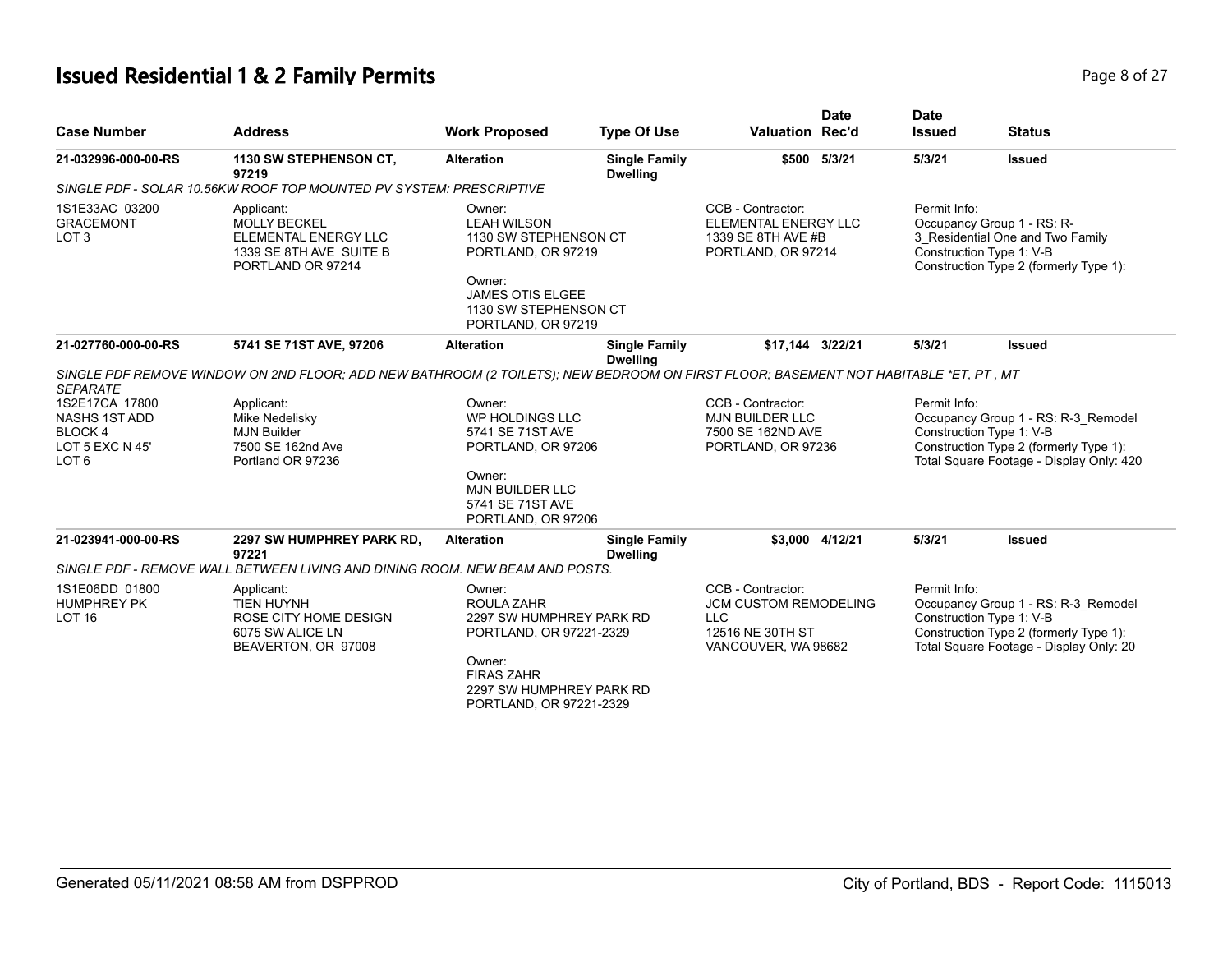# Issued Residential 1 & 2 Family Permits

| Case Number | Address | Work Proposed | Type Of Use | Valuation | Date Rec'd | Date Issued | Status |
|---|---|---|---|---|---|---|---|
| 21-032996-000-00-RS | 1130 SW STEPHENSON CT, 97219 | Alteration | Single Family Dwelling | $500 | 5/3/21 | 5/3/21 | Issued |

*SINGLE PDF - SOLAR 10.56KW ROOF TOP MOUNTED PV SYSTEM: PRESCRIPTIVE*

1S1E33AC 03200
GRACEMONT
LOT 3

Applicant:
MOLLY BECKEL
ELEMENTAL ENERGY LLC
1339 SE 8TH AVE SUITE B
PORTLAND OR 97214

Owner:
LEAH WILSON
1130 SW STEPHENSON CT
PORTLAND, OR 97219

Owner:
JAMES OTIS ELGEE
1130 SW STEPHENSON CT
PORTLAND, OR 97219

CCB - Contractor:
ELEMENTAL ENERGY LLC
1339 SE 8TH AVE #B
PORTLAND, OR 97214

Permit Info:
Occupancy Group 1 - RS: R-3_Residential One and Two Family
Construction Type 1: V-B
Construction Type 2 (formerly Type 1):

| Case Number | Address | Work Proposed | Type Of Use | Valuation | Date Rec'd | Date Issued | Status |
|---|---|---|---|---|---|---|---|
| 21-027760-000-00-RS | 5741 SE 71ST AVE, 97206 | Alteration | Single Family Dwelling | $17,144 | 3/22/21 | 5/3/21 | Issued |

*SINGLE PDF REMOVE WINDOW ON 2ND FLOOR; ADD NEW BATHROOM (2 TOILETS); NEW BEDROOM ON FIRST FLOOR; BASEMENT NOT HABITABLE *ET, PT , MT SEPARATE*

1S2E17CA 17800
NASHS 1ST ADD
BLOCK 4
LOT 5 EXC N 45'
LOT 6

Applicant:
Mike Nedelisky
MJN Builder
7500 SE 162nd Ave
Portland OR 97236

Owner:
WP HOLDINGS LLC
5741 SE 71ST AVE
PORTLAND, OR 97206

Owner:
MJN BUILDER LLC
5741 SE 71ST AVE
PORTLAND, OR 97206

CCB - Contractor:
MJN BUILDER LLC
7500 SE 162ND AVE
PORTLAND, OR 97236

Permit Info:
Occupancy Group 1 - RS: R-3_Remodel
Construction Type 1: V-B
Construction Type 2 (formerly Type 1):
Total Square Footage - Display Only: 420

| Case Number | Address | Work Proposed | Type Of Use | Valuation | Date Rec'd | Date Issued | Status |
|---|---|---|---|---|---|---|---|
| 21-023941-000-00-RS | 2297 SW HUMPHREY PARK RD, 97221 | Alteration | Single Family Dwelling | $3,000 | 4/12/21 | 5/3/21 | Issued |

*SINGLE PDF - REMOVE WALL BETWEEN LIVING AND DINING ROOM. NEW BEAM AND POSTS.*

1S1E06DD 01800
HUMPHREY PK
LOT 16

Applicant:
TIEN HUYNH
ROSE CITY HOME DESIGN
6075 SW ALICE LN
BEAVERTON, OR 97008

Owner:
ROULA ZAHR
2297 SW HUMPHREY PARK RD
PORTLAND, OR 97221-2329

Owner:
FIRAS ZAHR
2297 SW HUMPHREY PARK RD
PORTLAND, OR 97221-2329

CCB - Contractor:
JCM CUSTOM REMODELING LLC
12516 NE 30TH ST
VANCOUVER, WA 98682

Permit Info:
Occupancy Group 1 - RS: R-3_Remodel
Construction Type 1: V-B
Construction Type 2 (formerly Type 1):
Total Square Footage - Display Only: 20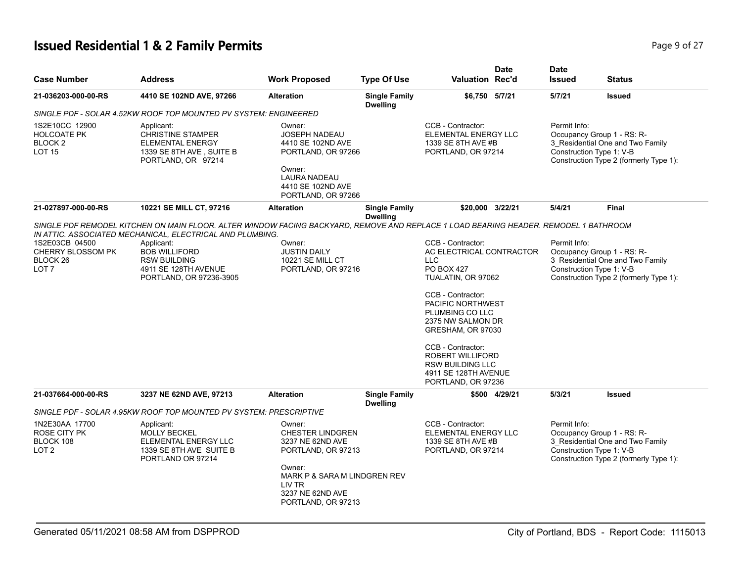# Issued Residential 1 & 2 Family Permits

| Case Number | Address | Work Proposed | Type Of Use | Valuation | Date Rec'd | Date Issued | Status |
|---|---|---|---|---|---|---|---|
| 21-036203-000-00-RS | 4410 SE 102ND AVE, 97266 | Alteration | Single Family Dwelling | $6,750 | 5/7/21 | 5/7/21 | Issued |

SINGLE PDF - SOLAR 4.52KW ROOF TOP MOUNTED PV SYSTEM: ENGINEERED

1S2E10CC 12900
HOLCOATE PK
BLOCK 2
LOT 15

Applicant:
CHRISTINE STAMPER
ELEMENTAL ENERGY
1339 SE 8TH AVE , SUITE B
PORTLAND, OR 97214

Owner:
JOSEPH NADEAU
4410 SE 102ND AVE
PORTLAND, OR 97266

Owner:
LAURA NADEAU
4410 SE 102ND AVE
PORTLAND, OR 97266

CCB - Contractor:
ELEMENTAL ENERGY LLC
1339 SE 8TH AVE #B
PORTLAND, OR 97214

Permit Info:
Occupancy Group 1 - RS: R-3_Residential One and Two Family
Construction Type 1: V-B
Construction Type 2 (formerly Type 1):

---

| Case Number | Address | Work Proposed | Type Of Use | Valuation | Date Rec'd | Date Issued | Status |
|---|---|---|---|---|---|---|---|
| 21-027897-000-00-RS | 10221 SE MILL CT, 97216 | Alteration | Single Family Dwelling | $20,000 | 3/22/21 | 5/4/21 | Final |

SINGLE PDF REMODEL KITCHEN ON MAIN FLOOR. ALTER WINDOW FACING BACKYARD, REMOVE AND REPLACE 1 LOAD BEARING HEADER. REMODEL 1 BATHROOM IN ATTIC. ASSOCIATED MECHANICAL, ELECTRICAL AND PLUMBING.

1S2E03CB 04500
CHERRY BLOSSOM PK
BLOCK 26
LOT 7

Applicant:
BOB WILLIFORD
RSW BUILDING
4911 SE 128TH AVENUE
PORTLAND, OR 97236-3905

Owner:
JUSTIN DAILY
10221 SE MILL CT
PORTLAND, OR 97216

CCB - Contractor:
AC ELECTRICAL CONTRACTOR LLC
PO BOX 427
TUALATIN, OR 97062

CCB - Contractor:
PACIFIC NORTHWEST PLUMBING CO LLC
2375 NW SALMON DR
GRESHAM, OR 97030

CCB - Contractor:
ROBERT WILLIFORD
RSW BUILDING LLC
4911 SE 128TH AVENUE
PORTLAND, OR 97236

Permit Info:
Occupancy Group 1 - RS: R-3_Residential One and Two Family
Construction Type 1: V-B
Construction Type 2 (formerly Type 1):

---

| Case Number | Address | Work Proposed | Type Of Use | Valuation | Date Rec'd | Date Issued | Status |
|---|---|---|---|---|---|---|---|
| 21-037664-000-00-RS | 3237 NE 62ND AVE, 97213 | Alteration | Single Family Dwelling | $500 | 4/29/21 | 5/3/21 | Issued |

SINGLE PDF - SOLAR 4.95KW ROOF TOP MOUNTED PV SYSTEM: PRESCRIPTIVE

1N2E30AA 17700
ROSE CITY PK
BLOCK 108
LOT 2

Applicant:
MOLLY BECKEL
ELEMENTAL ENERGY LLC
1339 SE 8TH AVE SUITE B
PORTLAND OR 97214

Owner:
CHESTER LINDGREN
3237 NE 62ND AVE
PORTLAND, OR 97213

Owner:
MARK P & SARA M LINDGREN REV LIV TR
3237 NE 62ND AVE
PORTLAND, OR 97213

CCB - Contractor:
ELEMENTAL ENERGY LLC
1339 SE 8TH AVE #B
PORTLAND, OR 97214

Permit Info:
Occupancy Group 1 - RS: R-3_Residential One and Two Family
Construction Type 1: V-B
Construction Type 2 (formerly Type 1):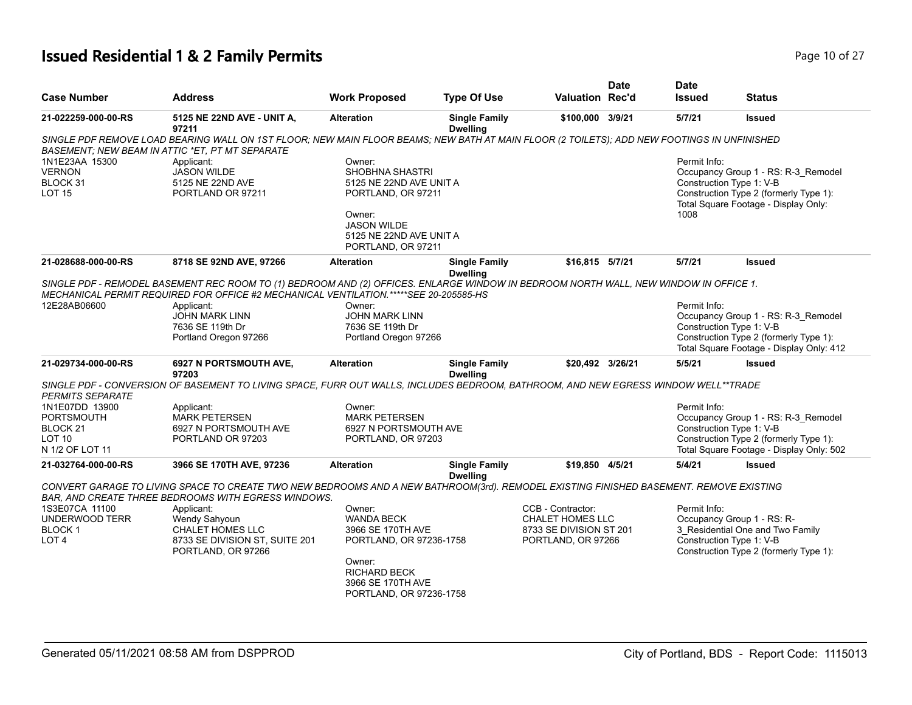# Issued Residential 1 & 2 Family Permits

| Case Number | Address | Work Proposed | Type Of Use | Valuation | Date Rec'd | Date Issued | Status |
|---|---|---|---|---|---|---|---|
| 21-022259-000-00-RS | 5125 NE 22ND AVE - UNIT A, 97211 | Alteration | Single Family Dwelling | $100,000 | 3/9/21 | 5/7/21 | Issued |

*SINGLE PDF REMOVE LOAD BEARING WALL ON 1ST FLOOR; NEW MAIN FLOOR BEAMS; NEW BATH AT MAIN FLOOR (2 TOILETS); ADD NEW FOOTINGS IN UNFINISHED BASEMENT; NEW BEAM IN ATTIC *ET, PT MT SEPARATE*

1N1E23AA 15300
VERNON
BLOCK 31
LOT 15

Applicant:
JASON WILDE
5125 NE 22ND AVE
PORTLAND OR 97211

Owner:
SHOBHNA SHASTRI
5125 NE 22ND AVE UNIT A
PORTLAND, OR 97211

Owner:
JASON WILDE
5125 NE 22ND AVE UNIT A
PORTLAND, OR 97211

Permit Info:
Occupancy Group 1 - RS: R-3_Remodel
Construction Type 1: V-B
Construction Type 2 (formerly Type 1):
Total Square Footage - Display Only: 1008

| Case Number | Address | Work Proposed | Type Of Use | Valuation | Date Rec'd | Date Issued | Status |
|---|---|---|---|---|---|---|---|
| 21-028688-000-00-RS | 8718 SE 92ND AVE, 97266 | Alteration | Single Family Dwelling | $16,815 | 5/7/21 | 5/7/21 | Issued |

*SINGLE PDF - REMODEL BASEMENT REC ROOM TO (1) BEDROOM AND (2) OFFICES. ENLARGE WINDOW IN BEDROOM NORTH WALL, NEW WINDOW IN OFFICE 1. MECHANICAL PERMIT REQUIRED FOR OFFICE #2 MECHANICAL VENTILATION.*****SEE 20-205585-HS*

12E28AB06600

Applicant:
JOHN MARK LINN
7636 SE 119th Dr
Portland Oregon 97266

Owner:
JOHN MARK LINN
7636 SE 119th Dr
Portland Oregon 97266

Permit Info:
Occupancy Group 1 - RS: R-3_Remodel
Construction Type 1: V-B
Construction Type 2 (formerly Type 1):
Total Square Footage - Display Only: 412

| Case Number | Address | Work Proposed | Type Of Use | Valuation | Date Rec'd | Date Issued | Status |
|---|---|---|---|---|---|---|---|
| 21-029734-000-00-RS | 6927 N PORTSMOUTH AVE, 97203 | Alteration | Single Family Dwelling | $20,492 | 3/26/21 | 5/5/21 | Issued |

*SINGLE PDF - CONVERSION OF BASEMENT TO LIVING SPACE, FURR OUT WALLS, INCLUDES BEDROOM, BATHROOM, AND NEW EGRESS WINDOW WELL**TRADE PERMITS SEPARATE*

1N1E07DD 13900
PORTSMOUTH
BLOCK 21
LOT 10
N 1/2 OF LOT 11

Applicant:
MARK PETERSEN
6927 N PORTSMOUTH AVE
PORTLAND OR 97203

Owner:
MARK PETERSEN
6927 N PORTSMOUTH AVE
PORTLAND, OR 97203

Permit Info:
Occupancy Group 1 - RS: R-3_Remodel
Construction Type 1: V-B
Construction Type 2 (formerly Type 1):
Total Square Footage - Display Only: 502

| Case Number | Address | Work Proposed | Type Of Use | Valuation | Date Rec'd | Date Issued | Status |
|---|---|---|---|---|---|---|---|
| 21-032764-000-00-RS | 3966 SE 170TH AVE, 97236 | Alteration | Single Family Dwelling | $19,850 | 4/5/21 | 5/4/21 | Issued |

*CONVERT GARAGE TO LIVING SPACE TO CREATE TWO NEW BEDROOMS AND A NEW BATHROOM(3rd). REMODEL EXISTING FINISHED BASEMENT. REMOVE EXISTING BAR, AND CREATE THREE BEDROOMS WITH EGRESS WINDOWS.*

1S3E07CA 11100
UNDERWOOD TERR
BLOCK 1
LOT 4

Applicant:
Wendy Sahyoun
CHALET HOMES LLC
8733 SE DIVISION ST, SUITE 201
PORTLAND, OR 97266

Owner:
WANDA BECK
3966 SE 170TH AVE
PORTLAND, OR 97236-1758

Owner:
RICHARD BECK
3966 SE 170TH AVE
PORTLAND, OR 97236-1758

CCB - Contractor:
CHALET HOMES LLC
8733 SE DIVISION ST 201
PORTLAND, OR 97266

Permit Info:
Occupancy Group 1 - RS: R-3_Residential One and Two Family
Construction Type 1: V-B
Construction Type 2 (formerly Type 1):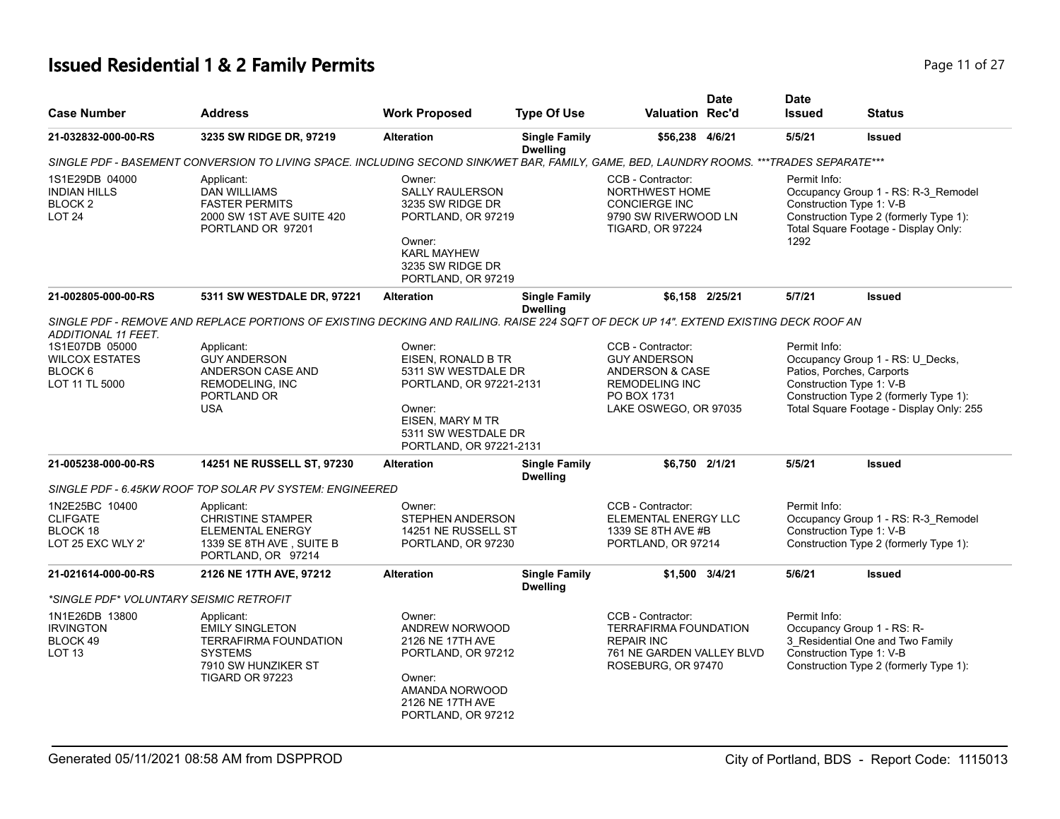# Issued Residential 1 & 2 Family Permits

| Case Number | Address | Work Proposed | Type Of Use | Valuation | Date Rec'd | Date Issued | Status |
|---|---|---|---|---|---|---|---|
| 21-032832-000-00-RS | 3235 SW RIDGE DR, 97219 | Alteration | Single Family Dwelling | $56,238 | 4/6/21 | 5/5/21 | Issued |

*SINGLE PDF - BASEMENT CONVERSION TO LIVING SPACE. INCLUDING SECOND SINK/WET BAR, FAMILY, GAME, BED, LAUNDRY ROOMS. ***TRADES SEPARATE****

| | Applicant | Owner | CCB - Contractor | Permit Info |
|---|---|---|---|---|
| 1S1E29DB 04000<br>INDIAN HILLS<br>BLOCK 2<br>LOT 24 | DAN WILLIAMS<br>FASTER PERMITS<br>2000 SW 1ST AVE SUITE 420<br>PORTLAND OR 97201 | SALLY RAULERSON<br>3235 SW RIDGE DR<br>PORTLAND, OR 97219<br><br>Owner:<br>KARL MAYHEW<br>3235 SW RIDGE DR<br>PORTLAND, OR 97219 | NORTHWEST HOME CONCIERGE INC<br>9790 SW RIVERWOOD LN<br>TIGARD, OR 97224 | Occupancy Group 1 - RS: R-3_Remodel<br>Construction Type 1: V-B<br>Construction Type 2 (formerly Type 1):<br>Total Square Footage - Display Only: 1292 |

| Case Number | Address | Work Proposed | Type Of Use | Valuation | Date Rec'd | Date Issued | Status |
|---|---|---|---|---|---|---|---|
| 21-002805-000-00-RS | 5311 SW WESTDALE DR, 97221 | Alteration | Single Family Dwelling | $6,158 | 2/25/21 | 5/7/21 | Issued |

*SINGLE PDF - REMOVE AND REPLACE PORTIONS OF EXISTING DECKING AND RAILING. RAISE 224 SQFT OF DECK UP 14". EXTEND EXISTING DECK ROOF AN ADDITIONAL 11 FEET.*

| | Applicant | Owner | CCB - Contractor | Permit Info |
|---|---|---|---|---|
| 1S1E07DB 05000<br>WILCOX ESTATES<br>BLOCK 6<br>LOT 11 TL 5000 | GUY ANDERSON<br>ANDERSON CASE AND REMODELING, INC<br>PORTLAND OR<br>USA | EISEN, RONALD B TR<br>5311 SW WESTDALE DR<br>PORTLAND, OR 97221-2131<br><br>Owner:<br>EISEN, MARY M TR<br>5311 SW WESTDALE DR<br>PORTLAND, OR 97221-2131 | GUY ANDERSON<br>ANDERSON & CASE REMODELING INC<br>PO BOX 1731<br>LAKE OSWEGO, OR 97035 | Occupancy Group 1 - RS: U_Decks, Patios, Porches, Carports<br>Construction Type 1: V-B<br>Construction Type 2 (formerly Type 1):<br>Total Square Footage - Display Only: 255 |

| Case Number | Address | Work Proposed | Type Of Use | Valuation | Date Rec'd | Date Issued | Status |
|---|---|---|---|---|---|---|---|
| 21-005238-000-00-RS | 14251 NE RUSSELL ST, 97230 | Alteration | Single Family Dwelling | $6,750 | 2/1/21 | 5/5/21 | Issued |

*SINGLE PDF - 6.45KW ROOF TOP SOLAR PV SYSTEM: ENGINEERED*

| | Applicant | Owner | CCB - Contractor | Permit Info |
|---|---|---|---|---|
| 1N2E25BC 10400<br>CLIFGATE<br>BLOCK 18<br>LOT 25 EXC WLY 2' | CHRISTINE STAMPER<br>ELEMENTAL ENERGY<br>1339 SE 8TH AVE , SUITE B<br>PORTLAND, OR 97214 | STEPHEN ANDERSON<br>14251 NE RUSSELL ST<br>PORTLAND, OR 97230 | ELEMENTAL ENERGY LLC<br>1339 SE 8TH AVE #B<br>PORTLAND, OR 97214 | Occupancy Group 1 - RS: R-3_Remodel<br>Construction Type 1: V-B<br>Construction Type 2 (formerly Type 1): |

| Case Number | Address | Work Proposed | Type Of Use | Valuation | Date Rec'd | Date Issued | Status |
|---|---|---|---|---|---|---|---|
| 21-021614-000-00-RS | 2126 NE 17TH AVE, 97212 | Alteration | Single Family Dwelling | $1,500 | 3/4/21 | 5/6/21 | Issued |

**SINGLE PDF* VOLUNTARY SEISMIC RETROFIT*

| | Applicant | Owner | CCB - Contractor | Permit Info |
|---|---|---|---|---|
| 1N1E26DB 13800<br>IRVINGTON<br>BLOCK 49<br>LOT 13 | EMILY SINGLETON<br>TERRAFIRMA FOUNDATION SYSTEMS<br>7910 SW HUNZIKER ST<br>TIGARD OR 97223 | ANDREW NORWOOD<br>2126 NE 17TH AVE<br>PORTLAND, OR 97212<br><br>Owner:<br>AMANDA NORWOOD<br>2126 NE 17TH AVE<br>PORTLAND, OR 97212 | TERRAFIRMA FOUNDATION REPAIR INC<br>761 NE GARDEN VALLEY BLVD<br>ROSEBURG, OR 97470 | Occupancy Group 1 - RS: R-3_Residential One and Two Family<br>Construction Type 1: V-B<br>Construction Type 2 (formerly Type 1): |

Generated 05/11/2021 08:58 AM from DSPPROD — City of Portland, BDS - Report Code: 1115013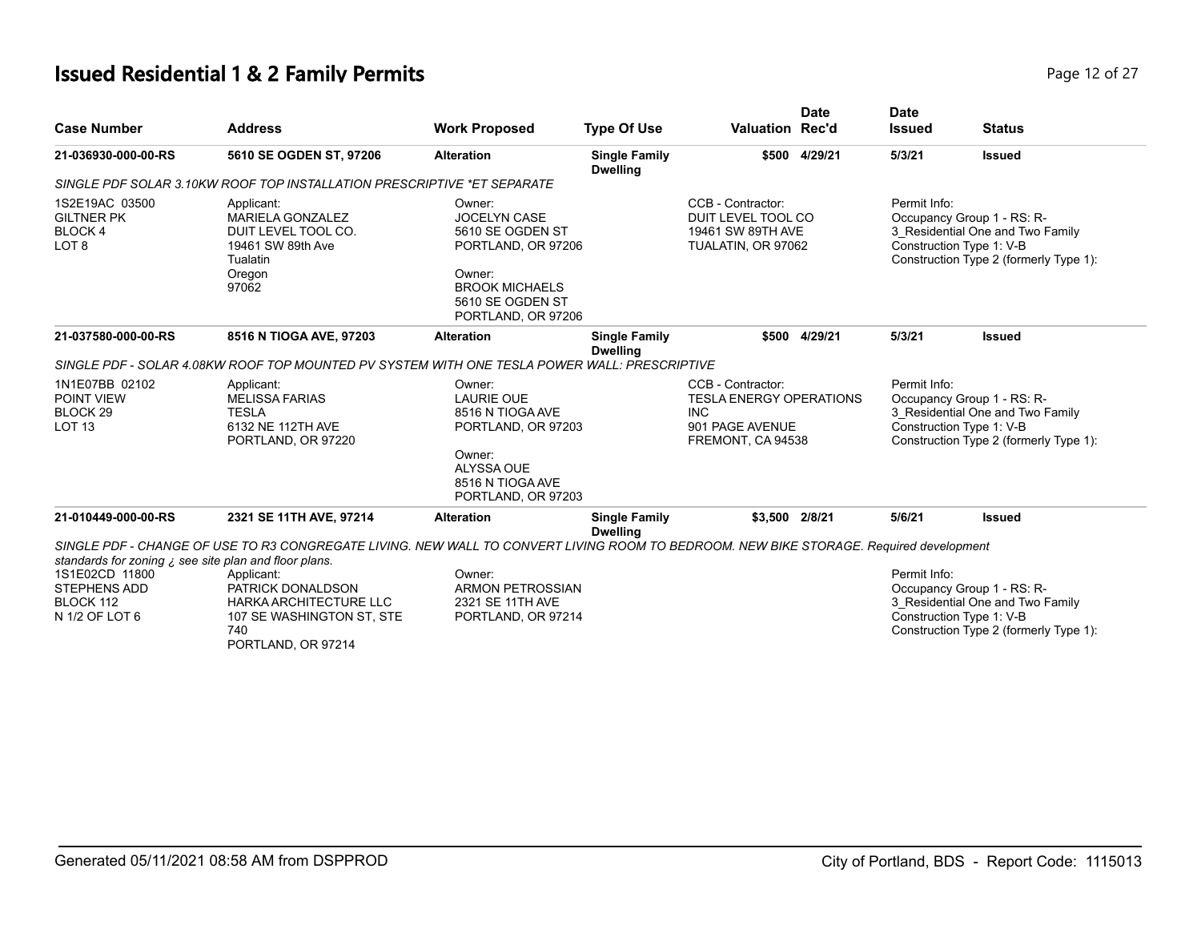# Issued Residential 1 & 2 Family Permits

| Case Number | Address | Work Proposed | Type Of Use | Valuation | Date Rec'd | Date Issued | Status |
|---|---|---|---|---|---|---|---|
| 21-036930-000-00-RS | 5610 SE OGDEN ST, 97206 | Alteration | Single Family Dwelling | $500 | 4/29/21 | 5/3/21 | Issued |

*SINGLE PDF SOLAR 3.10KW ROOF TOP INSTALLATION PRESCRIPTIVE *ET SEPARATE*

1S2E19AC 03500
GILTNER PK
BLOCK 4
LOT 8

Applicant:
MARIELA GONZALEZ
DUIT LEVEL TOOL CO.
19461 SW 89th Ave
Tualatin
Oregon
97062

Owner:
JOCELYN CASE
5610 SE OGDEN ST
PORTLAND, OR 97206

Owner:
BROOK MICHAELS
5610 SE OGDEN ST
PORTLAND, OR 97206

CCB - Contractor:
DUIT LEVEL TOOL CO
19461 SW 89TH AVE
TUALATIN, OR 97062

Permit Info:
Occupancy Group 1 - RS: R-3_Residential One and Two Family
Construction Type 1: V-B
Construction Type 2 (formerly Type 1):

| Case Number | Address | Work Proposed | Type Of Use | Valuation | Date Rec'd | Date Issued | Status |
|---|---|---|---|---|---|---|---|
| 21-037580-000-00-RS | 8516 N TIOGA AVE, 97203 | Alteration | Single Family Dwelling | $500 | 4/29/21 | 5/3/21 | Issued |

*SINGLE PDF - SOLAR 4.08KW ROOF TOP MOUNTED PV SYSTEM WITH ONE TESLA POWER WALL: PRESCRIPTIVE*

1N1E07BB 02102
POINT VIEW
BLOCK 29
LOT 13

Applicant:
MELISSA FARIAS
TESLA
6132 NE 112TH AVE
PORTLAND, OR 97220

Owner:
LAURIE OUE
8516 N TIOGA AVE
PORTLAND, OR 97203

Owner:
ALYSSA OUE
8516 N TIOGA AVE
PORTLAND, OR 97203

CCB - Contractor:
TESLA ENERGY OPERATIONS INC
901 PAGE AVENUE
FREMONT, CA 94538

Permit Info:
Occupancy Group 1 - RS: R-3_Residential One and Two Family
Construction Type 1: V-B
Construction Type 2 (formerly Type 1):

| Case Number | Address | Work Proposed | Type Of Use | Valuation | Date Rec'd | Date Issued | Status |
|---|---|---|---|---|---|---|---|
| 21-010449-000-00-RS | 2321 SE 11TH AVE, 97214 | Alteration | Single Family Dwelling | $3,500 | 2/8/21 | 5/6/21 | Issued |

*SINGLE PDF - CHANGE OF USE TO R3 CONGREGATE LIVING. NEW WALL TO CONVERT LIVING ROOM TO BEDROOM. NEW BIKE STORAGE. Required development standards for zoning ¿ see site plan and floor plans.*

1S1E02CD 11800
STEPHENS ADD
BLOCK 112
N 1/2 OF LOT 6

Applicant:
PATRICK DONALDSON
HARKA ARCHITECTURE LLC
107 SE WASHINGTON ST, STE 740
PORTLAND, OR 97214

Owner:
ARMON PETROSSIAN
2321 SE 11TH AVE
PORTLAND, OR 97214

Permit Info:
Occupancy Group 1 - RS: R-3_Residential One and Two Family
Construction Type 1: V-B
Construction Type 2 (formerly Type 1):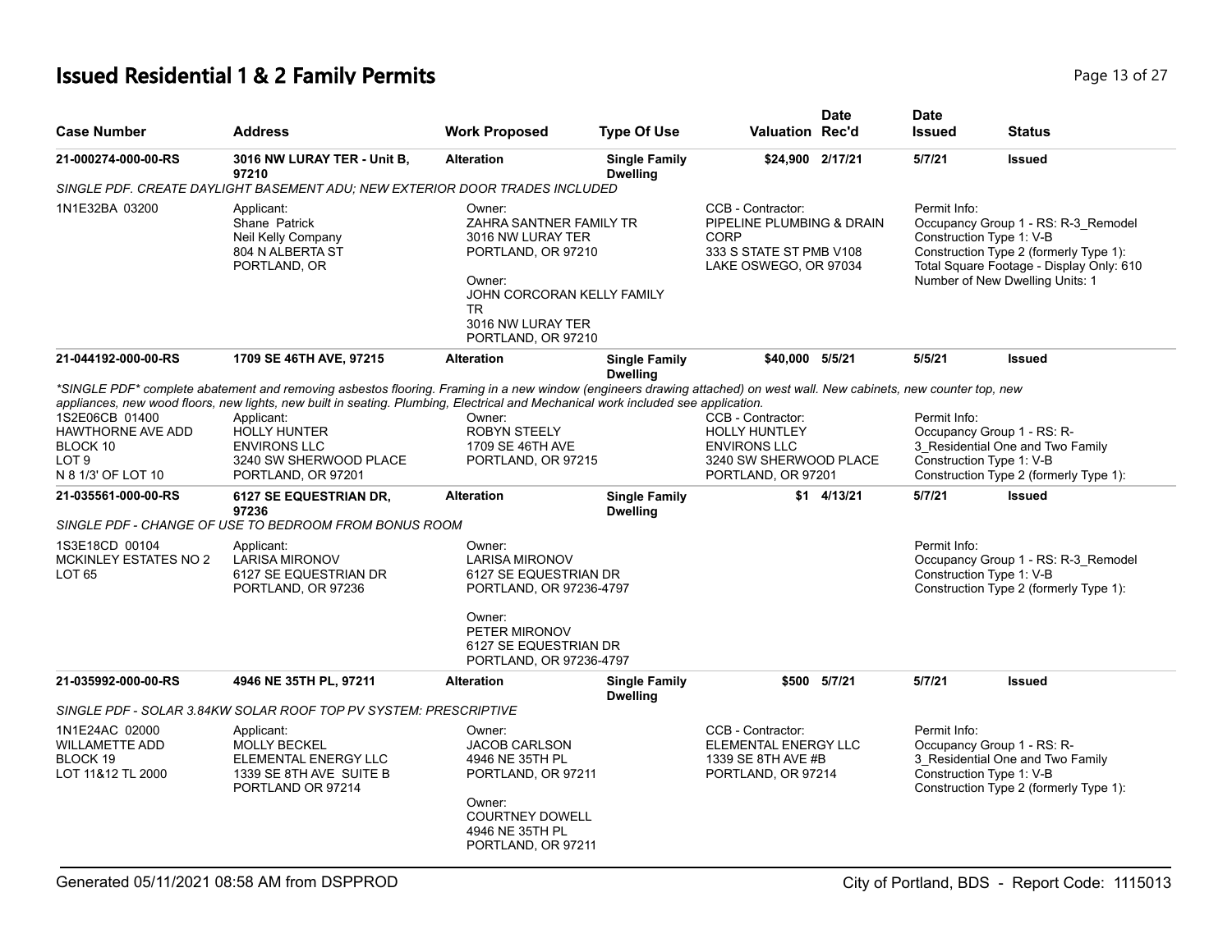# Issued Residential 1 & 2 Family Permits

| Case Number | Address | Work Proposed | Type Of Use | Valuation | Date Rec'd | Date Issued | Status |
|---|---|---|---|---|---|---|---|
| 21-000274-000-00-RS | 3016 NW LURAY TER - Unit B, 97210 | Alteration | Single Family Dwelling | $24,900 | 2/17/21 | 5/7/21 | Issued |

*SINGLE PDF. CREATE DAYLIGHT BASEMENT ADU; NEW EXTERIOR DOOR TRADES INCLUDED*

1N1E32BA 03200

Applicant:
Shane Patrick
Neil Kelly Company
804 N ALBERTA ST
PORTLAND, OR

Owner:
ZAHRA SANTNER FAMILY TR
3016 NW LURAY TER
PORTLAND, OR 97210

Owner:
JOHN CORCORAN KELLY FAMILY TR
3016 NW LURAY TER
PORTLAND, OR 97210

CCB - Contractor:
PIPELINE PLUMBING & DRAIN CORP
333 S STATE ST PMB V108
LAKE OSWEGO, OR 97034

Permit Info:
Occupancy Group 1 - RS: R-3_Remodel
Construction Type 1: V-B
Construction Type 2 (formerly Type 1):
Total Square Footage - Display Only: 610
Number of New Dwelling Units: 1

---

| Case Number | Address | Work Proposed | Type Of Use | Valuation | Date Rec'd | Date Issued | Status |
|---|---|---|---|---|---|---|---|
| 21-044192-000-00-RS | 1709 SE 46TH AVE, 97215 | Alteration | Single Family Dwelling | $40,000 | 5/5/21 | 5/5/21 | Issued |

*\*SINGLE PDF\* complete abatement and removing asbestos flooring. Framing in a new window (engineers drawing attached) on west wall. New cabinets, new counter top, new appliances, new wood floors, new lights, new built in seating. Plumbing, Electrical and Mechanical work included see application.*

1S2E06CB 01400
HAWTHORNE AVE ADD
BLOCK 10
LOT 9
N 8 1/3' OF LOT 10

Applicant:
HOLLY HUNTER
ENVIRONS LLC
3240 SW SHERWOOD PLACE
PORTLAND, OR 97201

Owner:
ROBYN STEELY
1709 SE 46TH AVE
PORTLAND, OR 97215

CCB - Contractor:
HOLLY HUNTLEY
ENVIRONS LLC
3240 SW SHERWOOD PLACE
PORTLAND, OR 97201

Permit Info:
Occupancy Group 1 - RS: R-3_Residential One and Two Family
Construction Type 1: V-B
Construction Type 2 (formerly Type 1):

---

| Case Number | Address | Work Proposed | Type Of Use | Valuation | Date Rec'd | Date Issued | Status |
|---|---|---|---|---|---|---|---|
| 21-035561-000-00-RS | 6127 SE EQUESTRIAN DR, 97236 | Alteration | Single Family Dwelling | $1 | 4/13/21 | 5/7/21 | Issued |

*SINGLE PDF - CHANGE OF USE TO BEDROOM FROM BONUS ROOM*

1S3E18CD 00104
MCKINLEY ESTATES NO 2
LOT 65

Applicant:
LARISA MIRONOV
6127 SE EQUESTRIAN DR
PORTLAND, OR 97236

Owner:
LARISA MIRONOV
6127 SE EQUESTRIAN DR
PORTLAND, OR 97236-4797

Owner:
PETER MIRONOV
6127 SE EQUESTRIAN DR
PORTLAND, OR 97236-4797

Permit Info:
Occupancy Group 1 - RS: R-3_Remodel
Construction Type 1: V-B
Construction Type 2 (formerly Type 1):

---

| Case Number | Address | Work Proposed | Type Of Use | Valuation | Date Rec'd | Date Issued | Status |
|---|---|---|---|---|---|---|---|
| 21-035992-000-00-RS | 4946 NE 35TH PL, 97211 | Alteration | Single Family Dwelling | $500 | 5/7/21 | 5/7/21 | Issued |

*SINGLE PDF - SOLAR 3.84KW SOLAR ROOF TOP PV SYSTEM: PRESCRIPTIVE*

1N1E24AC 02000
WILLAMETTE ADD
BLOCK 19
LOT 11&12 TL 2000

Applicant:
MOLLY BECKEL
ELEMENTAL ENERGY LLC
1339 SE 8TH AVE SUITE B
PORTLAND OR 97214

Owner:
JACOB CARLSON
4946 NE 35TH PL
PORTLAND, OR 97211

Owner:
COURTNEY DOWELL
4946 NE 35TH PL
PORTLAND, OR 97211

CCB - Contractor:
ELEMENTAL ENERGY LLC
1339 SE 8TH AVE #B
PORTLAND, OR 97214

Permit Info:
Occupancy Group 1 - RS: R-3_Residential One and Two Family
Construction Type 1: V-B
Construction Type 2 (formerly Type 1):

Generated 05/11/2021 08:58 AM from DSPPROD — City of Portland, BDS - Report Code: 1115013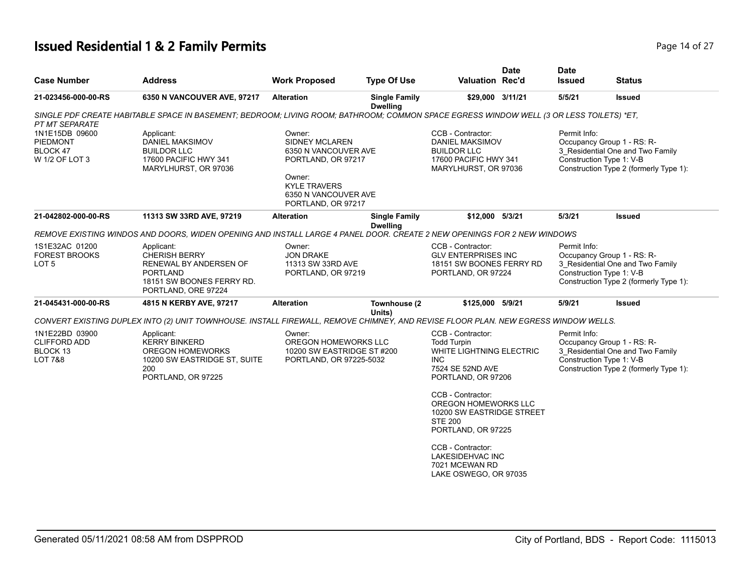# Issued Residential 1 & 2 Family Permits

| Case Number | Address | Work Proposed | Type Of Use | Valuation | Date Rec'd | Date Issued | Status |
|---|---|---|---|---|---|---|---|
| 21-023456-000-00-RS | 6350 N VANCOUVER AVE, 97217 | Alteration | Single Family Dwelling | $29,000 | 3/11/21 | 5/5/21 | Issued |

*SINGLE PDF CREATE HABITABLE SPACE IN BASEMENT; BEDROOM; LIVING ROOM; BATHROOM; COMMON SPACE EGRESS WINDOW WELL (3 OR LESS TOILETS) *ET, PT MT SEPARATE*

1N1E15DB 09600
PIEDMONT
BLOCK 47
W 1/2 OF LOT 3

Applicant:
DANIEL MAKSIMOV
BUILDOR LLC
17600 PACIFIC HWY 341
MARYLHURST, OR 97036

Owner:
SIDNEY MCLAREN
6350 N VANCOUVER AVE
PORTLAND, OR 97217

Owner:
KYLE TRAVERS
6350 N VANCOUVER AVE
PORTLAND, OR 97217

CCB - Contractor:
DANIEL MAKSIMOV
BUILDOR LLC
17600 PACIFIC HWY 341
MARYLHURST, OR 97036

Permit Info:
Occupancy Group 1 - RS: R-3_Residential One and Two Family
Construction Type 1: V-B
Construction Type 2 (formerly Type 1):

| Case Number | Address | Work Proposed | Type Of Use | Valuation | Date Rec'd | Date Issued | Status |
|---|---|---|---|---|---|---|---|
| 21-042802-000-00-RS | 11313 SW 33RD AVE, 97219 | Alteration | Single Family Dwelling | $12,000 | 5/3/21 | 5/3/21 | Issued |

*REMOVE EXISTING WINDOS AND DOORS, WIDEN OPENING AND INSTALL LARGE 4 PANEL DOOR. CREATE 2 NEW OPENINGS FOR 2 NEW WINDOWS*

1S1E32AC 01200
FOREST BROOKS
LOT 5

Applicant:
CHERISH BERRY
RENEWAL BY ANDERSEN OF PORTLAND
18151 SW BOONES FERRY RD.
PORTLAND, ORE 97224

Owner:
JON DRAKE
11313 SW 33RD AVE
PORTLAND, OR 97219

CCB - Contractor:
GLV ENTERPRISES INC
18151 SW BOONES FERRY RD
PORTLAND, OR 97224

Permit Info:
Occupancy Group 1 - RS: R-3_Residential One and Two Family
Construction Type 1: V-B
Construction Type 2 (formerly Type 1):

| Case Number | Address | Work Proposed | Type Of Use | Valuation | Date Rec'd | Date Issued | Status |
|---|---|---|---|---|---|---|---|
| 21-045431-000-00-RS | 4815 N KERBY AVE, 97217 | Alteration | Townhouse (2 Units) | $125,000 | 5/9/21 | 5/9/21 | Issued |

*CONVERT EXISTING DUPLEX INTO (2) UNIT TOWNHOUSE. INSTALL FIREWALL, REMOVE CHIMNEY, AND REVISE FLOOR PLAN. NEW EGRESS WINDOW WELLS.*

1N1E22BD 03900
CLIFFORD ADD
BLOCK 13
LOT 7&8

Applicant:
KERRY BINKERD
OREGON HOMEWORKS
10200 SW EASTRIDGE ST, SUITE 200
PORTLAND, OR 97225

Owner:
OREGON HOMEWORKS LLC
10200 SW EASTRIDGE ST #200
PORTLAND, OR 97225-5032

CCB - Contractor:
Todd Turpin
WHITE LIGHTNING ELECTRIC INC
7524 SE 52ND AVE
PORTLAND, OR 97206

CCB - Contractor:
OREGON HOMEWORKS LLC
10200 SW EASTRIDGE STREET STE 200
PORTLAND, OR 97225

CCB - Contractor:
LAKESIDEHVAC INC
7021 MCEWAN RD
LAKE OSWEGO, OR 97035

Permit Info:
Occupancy Group 1 - RS: R-3_Residential One and Two Family
Construction Type 1: V-B
Construction Type 2 (formerly Type 1):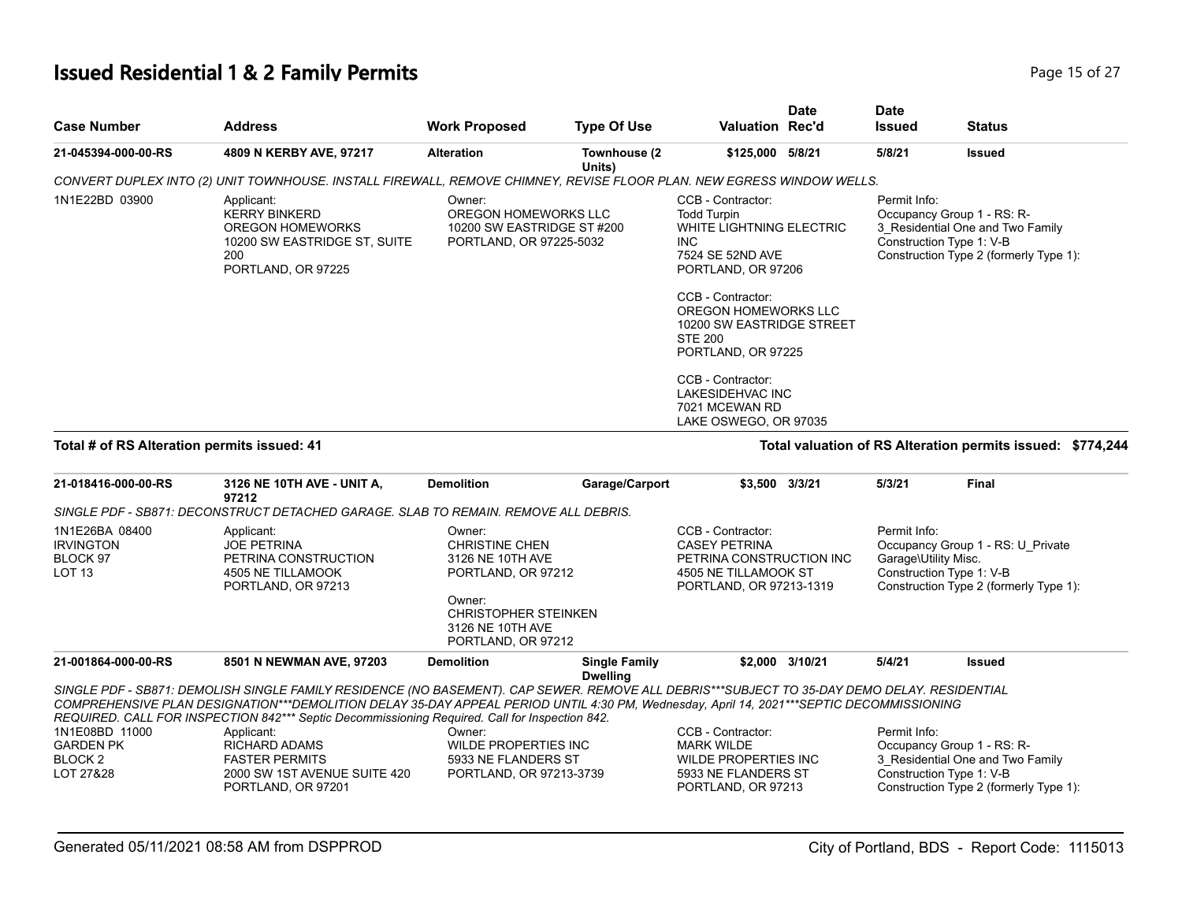# Issued Residential 1 & 2 Family Permits

| Case Number | Address | Work Proposed | Type Of Use | Valuation | Date Rec'd | Date Issued | Status |
|---|---|---|---|---|---|---|---|
| **21-045394-000-00-RS** | **4809 N KERBY AVE, 97217** | **Alteration** | **Townhouse (2 Units)** | **$125,000** | **5/8/21** | **5/8/21** | **Issued** |

*CONVERT DUPLEX INTO (2) UNIT TOWNHOUSE. INSTALL FIREWALL, REMOVE CHIMNEY, REVISE FLOOR PLAN. NEW EGRESS WINDOW WELLS.*

1N1E22BD 03900

Applicant:
KERRY BINKERD
OREGON HOMEWORKS
10200 SW EASTRIDGE ST, SUITE 200
PORTLAND, OR 97225

Owner:
OREGON HOMEWORKS LLC
10200 SW EASTRIDGE ST #200
PORTLAND, OR 97225-5032

CCB - Contractor:
Todd Turpin
WHITE LIGHTNING ELECTRIC INC
7524 SE 52ND AVE
PORTLAND, OR 97206

CCB - Contractor:
OREGON HOMEWORKS LLC
10200 SW EASTRIDGE STREET STE 200
PORTLAND, OR 97225

CCB - Contractor:
LAKESIDEHVAC INC
7021 MCEWAN RD
LAKE OSWEGO, OR 97035

Permit Info:
Occupancy Group 1 - RS: R-3_Residential One and Two Family
Construction Type 1: V-B
Construction Type 2 (formerly Type 1):

**Total # of RS Alteration permits issued: 41**

**Total valuation of RS Alteration permits issued: $774,244**

| Case Number | Address | Work Proposed | Type Of Use | Valuation | Date Rec'd | Date Issued | Status |
|---|---|---|---|---|---|---|---|
| **21-018416-000-00-RS** | **3126 NE 10TH AVE - UNIT A, 97212** | **Demolition** | **Garage/Carport** | **$3,500** | **3/3/21** | **5/3/21** | **Final** |

*SINGLE PDF - SB871: DECONSTRUCT DETACHED GARAGE. SLAB TO REMAIN. REMOVE ALL DEBRIS.*

1N1E26BA 08400
IRVINGTON
BLOCK 97
LOT 13

Applicant:
JOE PETRINA
PETRINA CONSTRUCTION
4505 NE TILLAMOOK
PORTLAND, OR 97213

Owner:
CHRISTINE CHEN
3126 NE 10TH AVE
PORTLAND, OR 97212

Owner:
CHRISTOPHER STEINKEN
3126 NE 10TH AVE
PORTLAND, OR 97212

CCB - Contractor:
CASEY PETRINA
PETRINA CONSTRUCTION INC
4505 NE TILLAMOOK ST
PORTLAND, OR 97213-1319

Permit Info:
Occupancy Group 1 - RS: U_Private Garage\Utility Misc.
Construction Type 1: V-B
Construction Type 2 (formerly Type 1):

| Case Number | Address | Work Proposed | Type Of Use | Valuation | Date Rec'd | Date Issued | Status |
|---|---|---|---|---|---|---|---|
| **21-001864-000-00-RS** | **8501 N NEWMAN AVE, 97203** | **Demolition** | **Single Family Dwelling** | **$2,000** | **3/10/21** | **5/4/21** | **Issued** |

*SINGLE PDF - SB871: DEMOLISH SINGLE FAMILY RESIDENCE (NO BASEMENT). CAP SEWER. REMOVE ALL DEBRIS***SUBJECT TO 35-DAY DEMO DELAY. RESIDENTIAL COMPREHENSIVE PLAN DESIGNATION***DEMOLITION DELAY 35-DAY APPEAL PERIOD UNTIL 4:30 PM, Wednesday, April 14, 2021***SEPTIC DECOMMISSIONING REQUIRED. CALL FOR INSPECTION 842*** Septic Decommissioning Required. Call for Inspection 842.*

1N1E08BD 11000
GARDEN PK
BLOCK 2
LOT 27&28

Applicant:
RICHARD ADAMS
FASTER PERMITS
2000 SW 1ST AVENUE SUITE 420
PORTLAND, OR 97201

Owner:
WILDE PROPERTIES INC
5933 NE FLANDERS ST
PORTLAND, OR 97213-3739

CCB - Contractor:
MARK WILDE
WILDE PROPERTIES INC
5933 NE FLANDERS ST
PORTLAND, OR 97213

Permit Info:
Occupancy Group 1 - RS: R-3_Residential One and Two Family
Construction Type 1: V-B
Construction Type 2 (formerly Type 1):

Generated 05/11/2021 08:58 AM from DSPPROD — City of Portland, BDS - Report Code: 1115013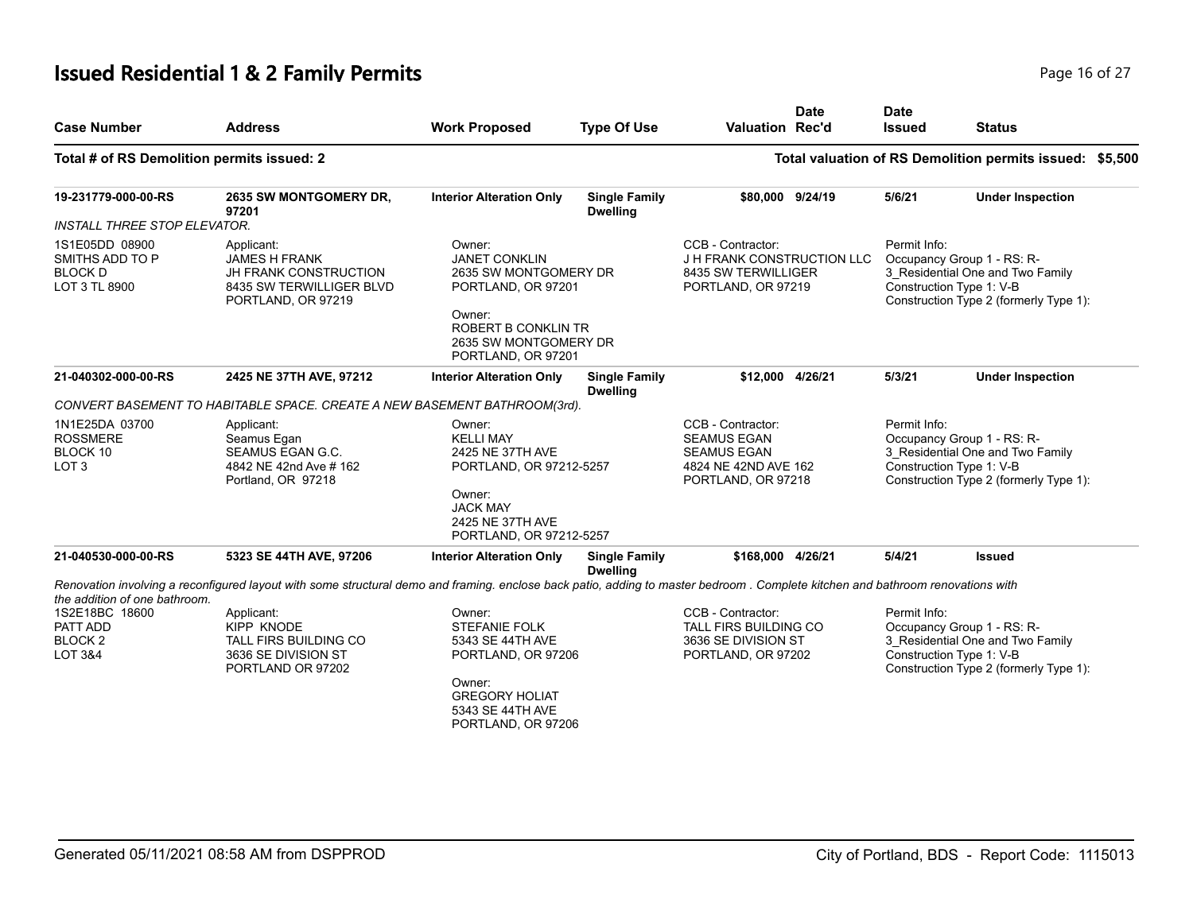# Issued Residential 1 & 2 Family Permits

| Case Number | Address | Work Proposed | Type Of Use | Valuation | Date Rec'd | Date Issued | Status |
|---|---|---|---|---|---|---|---|

**Total # of RS Demolition permits issued: 2**

**Total valuation of RS Demolition permits issued: $5,500**

| Case Number | Address | Work Proposed | Type Of Use | Valuation | Date Rec'd | Date Issued | Status |
|---|---|---|---|---|---|---|---|
| **19-231779-000-00-RS** | **2635 SW MONTGOMERY DR, 97201** | **Interior Alteration Only** | **Single Family Dwelling** | **$80,000** | **9/24/19** | **5/6/21** | **Under Inspection** |

*INSTALL THREE STOP ELEVATOR.*

1S1E05DD 08900
SMITHS ADD TO P
BLOCK D
LOT 3 TL 8900

Applicant:
JAMES H FRANK
JH FRANK CONSTRUCTION
8435 SW TERWILLIGER BLVD
PORTLAND, OR 97219

Owner:
JANET CONKLIN
2635 SW MONTGOMERY DR
PORTLAND, OR 97201

Owner:
ROBERT B CONKLIN TR
2635 SW MONTGOMERY DR
PORTLAND, OR 97201

CCB - Contractor:
J H FRANK CONSTRUCTION LLC
8435 SW TERWILLIGER
PORTLAND, OR 97219

Permit Info:
Occupancy Group 1 - RS: R-3_Residential One and Two Family
Construction Type 1: V-B
Construction Type 2 (formerly Type 1):

| Case Number | Address | Work Proposed | Type Of Use | Valuation | Date Rec'd | Date Issued | Status |
|---|---|---|---|---|---|---|---|
| **21-040302-000-00-RS** | **2425 NE 37TH AVE, 97212** | **Interior Alteration Only** | **Single Family Dwelling** | **$12,000** | **4/26/21** | **5/3/21** | **Under Inspection** |

*CONVERT BASEMENT TO HABITABLE SPACE. CREATE A NEW BASEMENT BATHROOM(3rd).*

1N1E25DA 03700
ROSSMERE
BLOCK 10
LOT 3

Applicant:
Seamus Egan
SEAMUS EGAN G.C.
4842 NE 42nd Ave # 162
Portland, OR 97218

Owner:
KELLI MAY
2425 NE 37TH AVE
PORTLAND, OR 97212-5257

Owner:
JACK MAY
2425 NE 37TH AVE
PORTLAND, OR 97212-5257

CCB - Contractor:
SEAMUS EGAN
SEAMUS EGAN
4824 NE 42ND AVE 162
PORTLAND, OR 97218

Permit Info:
Occupancy Group 1 - RS: R-3_Residential One and Two Family
Construction Type 1: V-B
Construction Type 2 (formerly Type 1):

| Case Number | Address | Work Proposed | Type Of Use | Valuation | Date Rec'd | Date Issued | Status |
|---|---|---|---|---|---|---|---|
| **21-040530-000-00-RS** | **5323 SE 44TH AVE, 97206** | **Interior Alteration Only** | **Single Family Dwelling** | **$168,000** | **4/26/21** | **5/4/21** | **Issued** |

*Renovation involving a reconfigured layout with some structural demo and framing. enclose back patio, adding to master bedroom . Complete kitchen and bathroom renovations with the addition of one bathroom.*

1S2E18BC 18600
PATT ADD
BLOCK 2
LOT 3&4

Applicant:
KIPP KNODE
TALL FIRS BUILDING CO
3636 SE DIVISION ST
PORTLAND OR 97202

Owner:
STEFANIE FOLK
5343 SE 44TH AVE
PORTLAND, OR 97206

Owner:
GREGORY HOLIAT
5343 SE 44TH AVE
PORTLAND, OR 97206

CCB - Contractor:
TALL FIRS BUILDING CO
3636 SE DIVISION ST
PORTLAND, OR 97202

Permit Info:
Occupancy Group 1 - RS: R-3_Residential One and Two Family
Construction Type 1: V-B
Construction Type 2 (formerly Type 1):

Generated 05/11/2021 08:58 AM from DSPPROD

City of Portland, BDS - Report Code: 1115013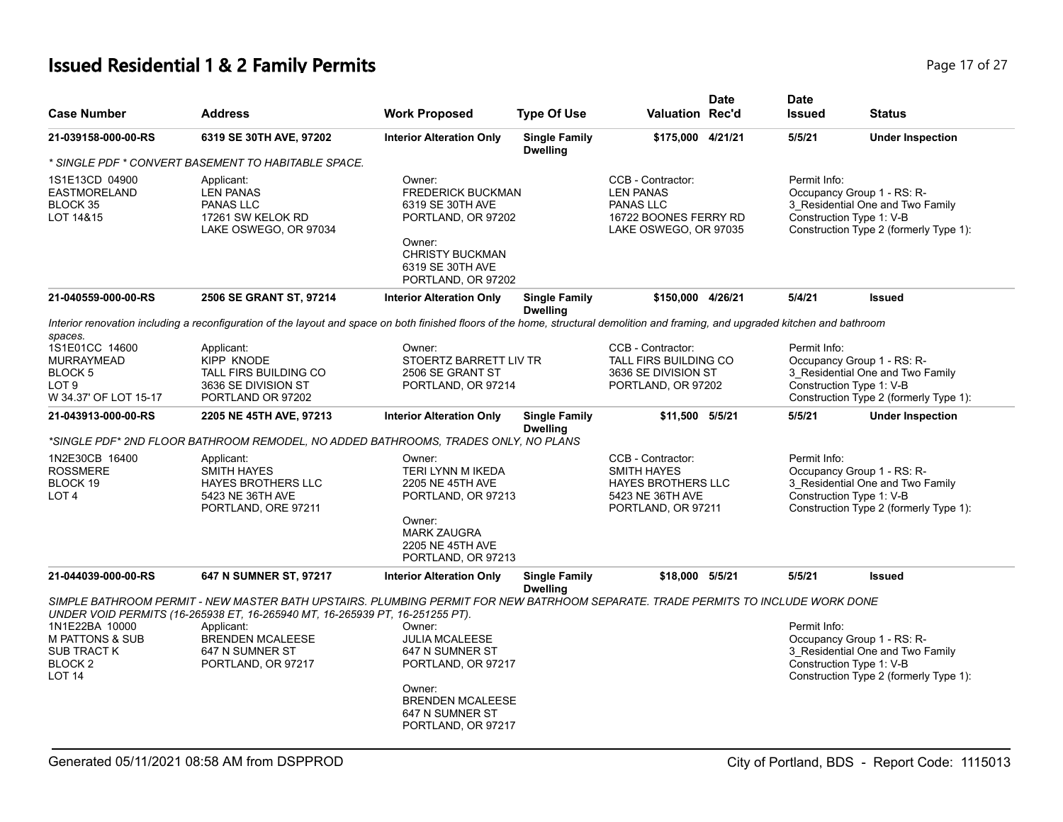# Issued Residential 1 & 2 Family Permits

| Case Number | Address | Work Proposed | Type Of Use | Valuation | Date Rec'd | Date Issued | Status |
|---|---|---|---|---|---|---|---|
| 21-039158-000-00-RS | 6319 SE 30TH AVE, 97202 | Interior Alteration Only | Single Family Dwelling | $175,000 | 4/21/21 | 5/5/21 | Under Inspection |

*\* SINGLE PDF \* CONVERT BASEMENT TO HABITABLE SPACE.*

1S1E13CD 04900
EASTMORELAND
BLOCK 35
LOT 14&15

Applicant:
LEN PANAS
PANAS LLC
17261 SW KELOK RD
LAKE OSWEGO, OR 97034

Owner:
FREDERICK BUCKMAN
6319 SE 30TH AVE
PORTLAND, OR 97202

Owner:
CHRISTY BUCKMAN
6319 SE 30TH AVE
PORTLAND, OR 97202

CCB - Contractor:
LEN PANAS
PANAS LLC
16722 BOONES FERRY RD
LAKE OSWEGO, OR 97035

Permit Info:
Occupancy Group 1 - RS: R-3_Residential One and Two Family
Construction Type 1: V-B
Construction Type 2 (formerly Type 1):

| Case Number | Address | Work Proposed | Type Of Use | Valuation | Date Rec'd | Date Issued | Status |
|---|---|---|---|---|---|---|---|
| 21-040559-000-00-RS | 2506 SE GRANT ST, 97214 | Interior Alteration Only | Single Family Dwelling | $150,000 | 4/26/21 | 5/4/21 | Issued |

*Interior renovation including a reconfiguration of the layout and space on both finished floors of the home, structural demolition and framing, and upgraded kitchen and bathroom spaces.*

1S1E01CC 14600
MURRAYMEAD
BLOCK 5
LOT 9
W 34.37' OF LOT 15-17

Applicant:
KIPP KNODE
TALL FIRS BUILDING CO
3636 SE DIVISION ST
PORTLAND OR 97202

Owner:
STOERTZ BARRETT LIV TR
2506 SE GRANT ST
PORTLAND, OR 97214

CCB - Contractor:
TALL FIRS BUILDING CO
3636 SE DIVISION ST
PORTLAND, OR 97202

Permit Info:
Occupancy Group 1 - RS: R-3_Residential One and Two Family
Construction Type 1: V-B
Construction Type 2 (formerly Type 1):

| Case Number | Address | Work Proposed | Type Of Use | Valuation | Date Rec'd | Date Issued | Status |
|---|---|---|---|---|---|---|---|
| 21-043913-000-00-RS | 2205 NE 45TH AVE, 97213 | Interior Alteration Only | Single Family Dwelling | $11,500 | 5/5/21 | 5/5/21 | Under Inspection |

*\*SINGLE PDF\* 2ND FLOOR BATHROOM REMODEL, NO ADDED BATHROOMS, TRADES ONLY, NO PLANS*

1N2E30CB 16400
ROSSMERE
BLOCK 19
LOT 4

Applicant:
SMITH HAYES
HAYES BROTHERS LLC
5423 NE 36TH AVE
PORTLAND, ORE 97211

Owner:
TERI LYNN M IKEDA
2205 NE 45TH AVE
PORTLAND, OR 97213

Owner:
MARK ZAUGRA
2205 NE 45TH AVE
PORTLAND, OR 97213

CCB - Contractor:
SMITH HAYES
HAYES BROTHERS LLC
5423 NE 36TH AVE
PORTLAND, OR 97211

Permit Info:
Occupancy Group 1 - RS: R-3_Residential One and Two Family
Construction Type 1: V-B
Construction Type 2 (formerly Type 1):

| Case Number | Address | Work Proposed | Type Of Use | Valuation | Date Rec'd | Date Issued | Status |
|---|---|---|---|---|---|---|---|
| 21-044039-000-00-RS | 647 N SUMNER ST, 97217 | Interior Alteration Only | Single Family Dwelling | $18,000 | 5/5/21 | 5/5/21 | Issued |

*SIMPLE BATHROOM PERMIT - NEW MASTER BATH UPSTAIRS. PLUMBING PERMIT FOR NEW BATRHOOM SEPARATE. TRADE PERMITS TO INCLUDE WORK DONE UNDER VOID PERMITS (16-265938 ET, 16-265940 MT, 16-265939 PT, 16-251255 PT).*

1N1E22BA 10000
M PATTONS & SUB
SUB TRACT K
BLOCK 2
LOT 14

Applicant:
BRENDEN MCALEESE
647 N SUMNER ST
PORTLAND, OR 97217

Owner:
JULIA MCALEESE
647 N SUMNER ST
PORTLAND, OR 97217

Owner:
BRENDEN MCALEESE
647 N SUMNER ST
PORTLAND, OR 97217

Permit Info:
Occupancy Group 1 - RS: R-3_Residential One and Two Family
Construction Type 1: V-B
Construction Type 2 (formerly Type 1):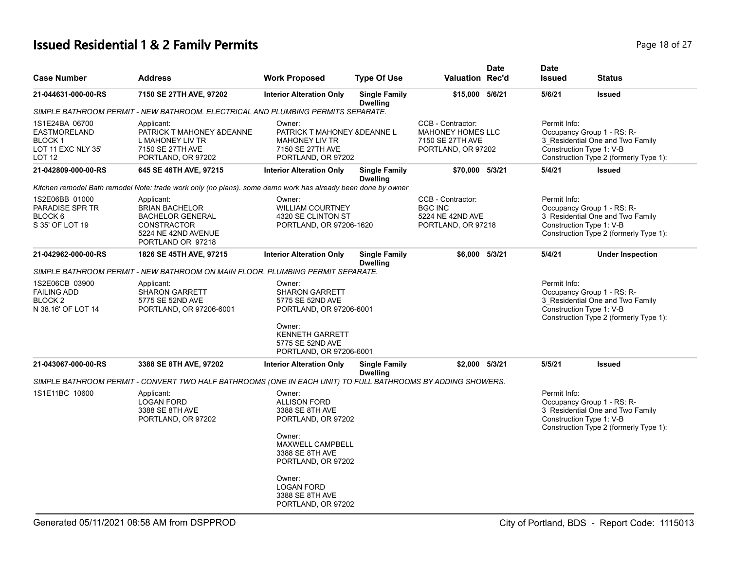# Issued Residential 1 & 2 Family Permits

| Case Number | Address | Work Proposed | Type Of Use | Valuation | Date Rec'd | Date Issued | Status |
|---|---|---|---|---|---|---|---|
| **21-044631-000-00-RS** | **7150 SE 27TH AVE, 97202** | **Interior Alteration Only** | **Single Family Dwelling** | **$15,000** | **5/6/21** | **5/6/21** | **Issued** |

*SIMPLE BATHROOM PERMIT - NEW BATHROOM. ELECTRICAL AND PLUMBING PERMITS SEPARATE.*

| | | | | |
|---|---|---|---|---|
| 1S1E24BA 06700<br>EASTMORELAND<br>BLOCK 1<br>LOT 11 EXC NLY 35'<br>LOT 12 | Applicant:<br>PATRICK T MAHONEY &DEANNE L MAHONEY LIV TR<br>7150 SE 27TH AVE<br>PORTLAND, OR 97202 | Owner:<br>PATRICK T MAHONEY &DEANNE L MAHONEY LIV TR<br>7150 SE 27TH AVE<br>PORTLAND, OR 97202 | CCB - Contractor:<br>MAHONEY HOMES LLC<br>7150 SE 27TH AVE<br>PORTLAND, OR 97202 | Permit Info:<br>Occupancy Group 1 - RS: R-3_Residential One and Two Family<br>Construction Type 1: V-B<br>Construction Type 2 (formerly Type 1): |

| Case Number | Address | Work Proposed | Type Of Use | Valuation | Date Rec'd | Date Issued | Status |
|---|---|---|---|---|---|---|---|
| **21-042809-000-00-RS** | **645 SE 46TH AVE, 97215** | **Interior Alteration Only** | **Single Family Dwelling** | **$70,000** | **5/3/21** | **5/4/21** | **Issued** |

*Kitchen remodel Bath remodel Note: trade work only (no plans). some demo work has already been done by owner*

| | | | | |
|---|---|---|---|---|
| 1S2E06BB 01000<br>PARADISE SPR TR<br>BLOCK 6<br>S 35' OF LOT 19 | Applicant:<br>BRIAN BACHELOR<br>BACHELOR GENERAL CONSTRACTOR<br>5224 NE 42ND AVENUE<br>PORTLAND OR 97218 | Owner:<br>WILLIAM COURTNEY<br>4320 SE CLINTON ST<br>PORTLAND, OR 97206-1620 | CCB - Contractor:<br>BGC INC<br>5224 NE 42ND AVE<br>PORTLAND, OR 97218 | Permit Info:<br>Occupancy Group 1 - RS: R-3_Residential One and Two Family<br>Construction Type 1: V-B<br>Construction Type 2 (formerly Type 1): |

| Case Number | Address | Work Proposed | Type Of Use | Valuation | Date Rec'd | Date Issued | Status |
|---|---|---|---|---|---|---|---|
| **21-042962-000-00-RS** | **1826 SE 45TH AVE, 97215** | **Interior Alteration Only** | **Single Family Dwelling** | **$6,000** | **5/3/21** | **5/4/21** | **Under Inspection** |

*SIMPLE BATHROOM PERMIT - NEW BATHROOM ON MAIN FLOOR. PLUMBING PERMIT SEPARATE.*

| | | | | |
|---|---|---|---|---|
| 1S2E06CB 03900<br>FAILING ADD<br>BLOCK 2<br>N 38.16' OF LOT 14 | Applicant:<br>SHARON GARRETT<br>5775 SE 52ND AVE<br>PORTLAND, OR 97206-6001 | Owner:<br>SHARON GARRETT<br>5775 SE 52ND AVE<br>PORTLAND, OR 97206-6001<br><br>Owner:<br>KENNETH GARRETT<br>5775 SE 52ND AVE<br>PORTLAND, OR 97206-6001 | | Permit Info:<br>Occupancy Group 1 - RS: R-3_Residential One and Two Family<br>Construction Type 1: V-B<br>Construction Type 2 (formerly Type 1): |

| Case Number | Address | Work Proposed | Type Of Use | Valuation | Date Rec'd | Date Issued | Status |
|---|---|---|---|---|---|---|---|
| **21-043067-000-00-RS** | **3388 SE 8TH AVE, 97202** | **Interior Alteration Only** | **Single Family Dwelling** | **$2,000** | **5/3/21** | **5/5/21** | **Issued** |

*SIMPLE BATHROOM PERMIT - CONVERT TWO HALF BATHROOMS (ONE IN EACH UNIT) TO FULL BATHROOMS BY ADDING SHOWERS.*

| | | | | |
|---|---|---|---|---|
| 1S1E11BC 10600 | Applicant:<br>LOGAN FORD<br>3388 SE 8TH AVE<br>PORTLAND, OR 97202 | Owner:<br>ALLISON FORD<br>3388 SE 8TH AVE<br>PORTLAND, OR 97202<br><br>Owner:<br>MAXWELL CAMPBELL<br>3388 SE 8TH AVE<br>PORTLAND, OR 97202<br><br>Owner:<br>LOGAN FORD<br>3388 SE 8TH AVE<br>PORTLAND, OR 97202 | | Permit Info:<br>Occupancy Group 1 - RS: R-3_Residential One and Two Family<br>Construction Type 1: V-B<br>Construction Type 2 (formerly Type 1): |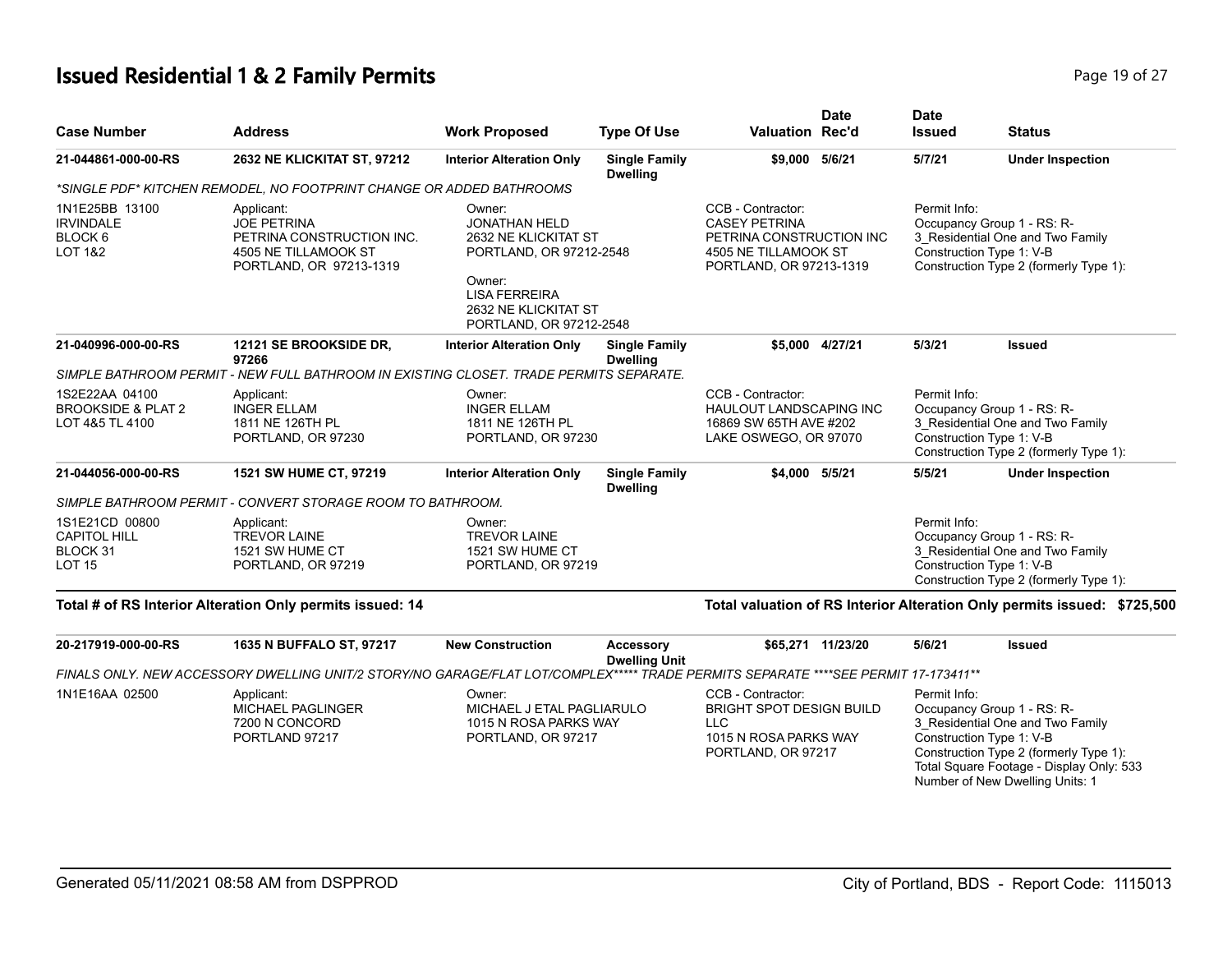# Issued Residential 1 & 2 Family Permits

| Case Number | Address | Work Proposed | Type Of Use | Valuation | Date Rec'd | Date Issued | Status |
|---|---|---|---|---|---|---|---|
| **21-044861-000-00-RS** | **2632 NE KLICKITAT ST, 97212** | **Interior Alteration Only** | **Single Family Dwelling** | **$9,000** | **5/6/21** | **5/7/21** | **Under Inspection** |

*SINGLE PDF* KITCHEN REMODEL, NO FOOTPRINT CHANGE OR ADDED BATHROOMS

1N1E25BB 13100
IRVINDALE
BLOCK 6
LOT 1&2

Applicant:
JOE PETRINA
PETRINA CONSTRUCTION INC.
4505 NE TILLAMOOK ST
PORTLAND, OR 97213-1319

Owner:
JONATHAN HELD
2632 NE KLICKITAT ST
PORTLAND, OR 97212-2548

Owner:
LISA FERREIRA
2632 NE KLICKITAT ST
PORTLAND, OR 97212-2548

CCB - Contractor:
CASEY PETRINA
PETRINA CONSTRUCTION INC
4505 NE TILLAMOOK ST
PORTLAND, OR 97213-1319

Permit Info:
Occupancy Group 1 - RS: R-3_Residential One and Two Family
Construction Type 1: V-B
Construction Type 2 (formerly Type 1):

| Case Number | Address | Work Proposed | Type Of Use | Valuation | Date Rec'd | Date Issued | Status |
|---|---|---|---|---|---|---|---|
| **21-040996-000-00-RS** | **12121 SE BROOKSIDE DR, 97266** | **Interior Alteration Only** | **Single Family Dwelling** | **$5,000** | **4/27/21** | **5/3/21** | **Issued** |

SIMPLE BATHROOM PERMIT - NEW FULL BATHROOM IN EXISTING CLOSET. TRADE PERMITS SEPARATE.

1S2E22AA 04100
BROOKSIDE & PLAT 2
LOT 4&5 TL 4100

Applicant:
INGER ELLAM
1811 NE 126TH PL
PORTLAND, OR 97230

Owner:
INGER ELLAM
1811 NE 126TH PL
PORTLAND, OR 97230

CCB - Contractor:
HAULOUT LANDSCAPING INC
16869 SW 65TH AVE #202
LAKE OSWEGO, OR 97070

Permit Info:
Occupancy Group 1 - RS: R-3_Residential One and Two Family
Construction Type 1: V-B
Construction Type 2 (formerly Type 1):

| Case Number | Address | Work Proposed | Type Of Use | Valuation | Date Rec'd | Date Issued | Status |
|---|---|---|---|---|---|---|---|
| **21-044056-000-00-RS** | **1521 SW HUME CT, 97219** | **Interior Alteration Only** | **Single Family Dwelling** | **$4,000** | **5/5/21** | **5/5/21** | **Under Inspection** |

SIMPLE BATHROOM PERMIT - CONVERT STORAGE ROOM TO BATHROOM.

1S1E21CD 00800
CAPITOL HILL
BLOCK 31
LOT 15

Applicant:
TREVOR LAINE
1521 SW HUME CT
PORTLAND, OR 97219

Owner:
TREVOR LAINE
1521 SW HUME CT
PORTLAND, OR 97219

Permit Info:
Occupancy Group 1 - RS: R-3_Residential One and Two Family
Construction Type 1: V-B
Construction Type 2 (formerly Type 1):

**Total # of RS Interior Alteration Only permits issued: 14**

**Total valuation of RS Interior Alteration Only permits issued: $725,500**

| Case Number | Address | Work Proposed | Type Of Use | Valuation | Date Rec'd | Date Issued | Status |
|---|---|---|---|---|---|---|---|
| **20-217919-000-00-RS** | **1635 N BUFFALO ST, 97217** | **New Construction** | **Accessory Dwelling Unit** | **$65,271** | **11/23/20** | **5/6/21** | **Issued** |

FINALS ONLY. NEW ACCESSORY DWELLING UNIT/2 STORY/NO GARAGE/FLAT LOT/COMPLEX***** TRADE PERMITS SEPARATE ****SEE PERMIT 17-173411**

1N1E16AA 02500

Applicant:
MICHAEL PAGLINGER
7200 N CONCORD
PORTLAND 97217

Owner:
MICHAEL J ETAL PAGLIARULO
1015 N ROSA PARKS WAY
PORTLAND, OR 97217

CCB - Contractor:
BRIGHT SPOT DESIGN BUILD LLC
1015 N ROSA PARKS WAY
PORTLAND, OR 97217

Permit Info:
Occupancy Group 1 - RS: R-3_Residential One and Two Family
Construction Type 1: V-B
Construction Type 2 (formerly Type 1):
Total Square Footage - Display Only: 533
Number of New Dwelling Units: 1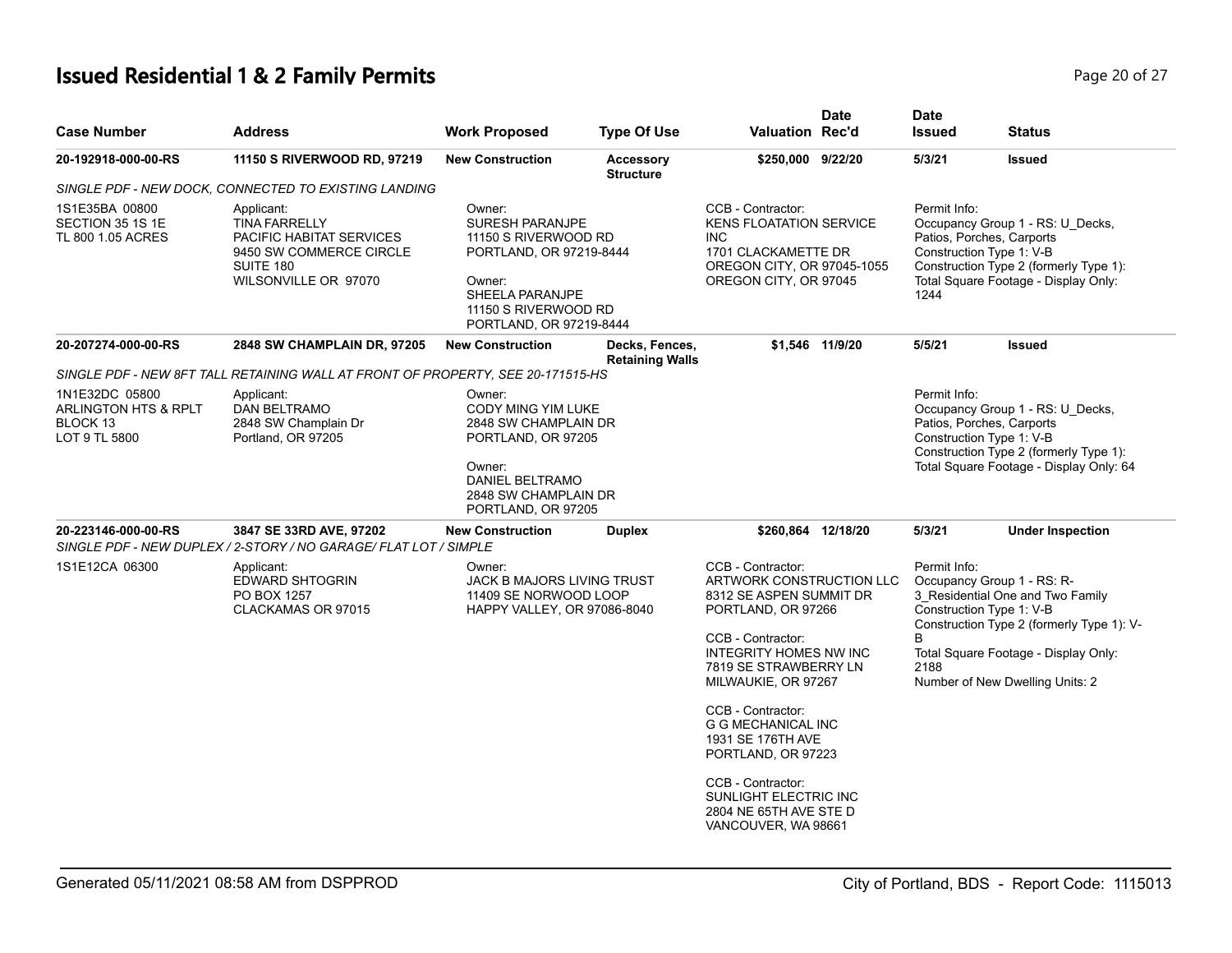# Issued Residential 1 & 2 Family Permits

| Case Number | Address | Work Proposed | Type Of Use | Valuation | Date Rec'd | Date Issued | Status |
|---|---|---|---|---|---|---|---|
| 20-192918-000-00-RS | 11150 S RIVERWOOD RD, 97219 | New Construction | Accessory Structure | $250,000 | 9/22/20 | 5/3/21 | Issued |

*SINGLE PDF - NEW DOCK, CONNECTED TO EXISTING LANDING*

1S1E35BA 00800
SECTION 35 1S 1E
TL 800 1.05 ACRES

Applicant:
TINA FARRELLY
PACIFIC HABITAT SERVICES
9450 SW COMMERCE CIRCLE
SUITE 180
WILSONVILLE OR 97070

Owner:
SURESH PARANJPE
11150 S RIVERWOOD RD
PORTLAND, OR 97219-8444

Owner:
SHEELA PARANJPE
11150 S RIVERWOOD RD
PORTLAND, OR 97219-8444

CCB - Contractor:
KENS FLOATATION SERVICE INC
1701 CLACKAMETTE DR
OREGON CITY, OR 97045-1055
OREGON CITY, OR 97045

Permit Info:
Occupancy Group 1 - RS: U_Decks, Patios, Porches, Carports
Construction Type 1: V-B
Construction Type 2 (formerly Type 1):
Total Square Footage - Display Only: 1244

| Case Number | Address | Work Proposed | Type Of Use | Valuation | Date Rec'd | Date Issued | Status |
|---|---|---|---|---|---|---|---|
| 20-207274-000-00-RS | 2848 SW CHAMPLAIN DR, 97205 | New Construction | Decks, Fences, Retaining Walls | $1,546 | 11/9/20 | 5/5/21 | Issued |

*SINGLE PDF - NEW 8FT TALL RETAINING WALL AT FRONT OF PROPERTY, SEE 20-171515-HS*

1N1E32DC 05800
ARLINGTON HTS & RPLT
BLOCK 13
LOT 9 TL 5800

Applicant:
DAN BELTRAMO
2848 SW Champlain Dr
Portland, OR 97205

Owner:
CODY MING YIM LUKE
2848 SW CHAMPLAIN DR
PORTLAND, OR 97205

Owner:
DANIEL BELTRAMO
2848 SW CHAMPLAIN DR
PORTLAND, OR 97205

Permit Info:
Occupancy Group 1 - RS: U_Decks, Patios, Porches, Carports
Construction Type 1: V-B
Construction Type 2 (formerly Type 1):
Total Square Footage - Display Only: 64

| Case Number | Address | Work Proposed | Type Of Use | Valuation | Date Rec'd | Date Issued | Status |
|---|---|---|---|---|---|---|---|
| 20-223146-000-00-RS | 3847 SE 33RD AVE, 97202 | New Construction | Duplex | $260,864 | 12/18/20 | 5/3/21 | Under Inspection |

*SINGLE PDF - NEW DUPLEX / 2-STORY / NO GARAGE/ FLAT LOT / SIMPLE*

1S1E12CA 06300

Applicant:
EDWARD SHTOGRIN
PO BOX 1257
CLACKAMAS OR 97015

Owner:
JACK B MAJORS LIVING TRUST
11409 SE NORWOOD LOOP
HAPPY VALLEY, OR 97086-8040

CCB - Contractor:
ARTWORK CONSTRUCTION LLC
8312 SE ASPEN SUMMIT DR
PORTLAND, OR 97266

CCB - Contractor:
INTEGRITY HOMES NW INC
7819 SE STRAWBERRY LN
MILWAUKIE, OR 97267

CCB - Contractor:
G G MECHANICAL INC
1931 SE 176TH AVE
PORTLAND, OR 97223

CCB - Contractor:
SUNLIGHT ELECTRIC INC
2804 NE 65TH AVE STE D
VANCOUVER, WA 98661

Permit Info:
Occupancy Group 1 - RS: R-3_Residential One and Two Family
Construction Type 1: V-B
Construction Type 2 (formerly Type 1): V-B
Total Square Footage - Display Only: 2188
Number of New Dwelling Units: 2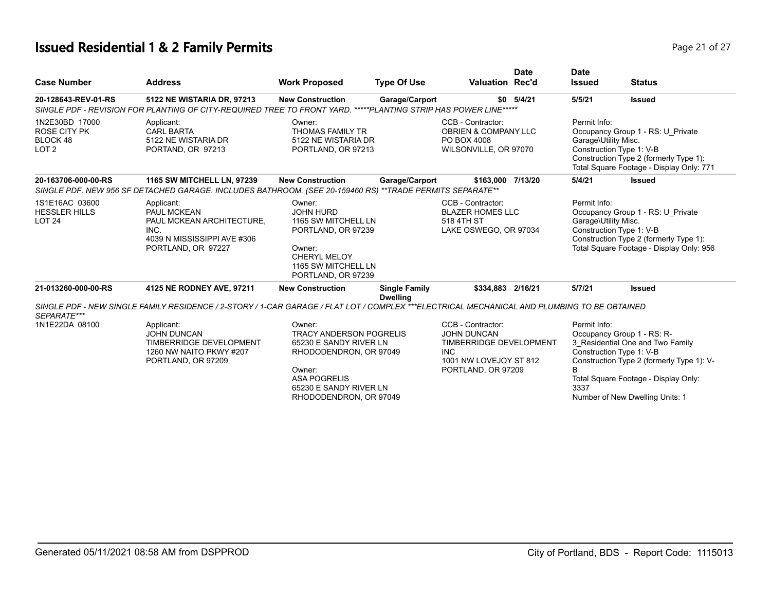# Issued Residential 1 & 2 Family Permits

| Case Number | Address | Work Proposed | Type Of Use | Valuation | Date Rec'd | Date Issued | Status |
|---|---|---|---|---|---|---|---|
| **20-128643-REV-01-RS** | **5122 NE WISTARIA DR, 97213** | **New Construction** | **Garage/Carport** | **$0** | **5/4/21** | **5/5/21** | **Issued** |
| *SINGLE PDF - REVISION FOR PLANTING OF CITY-REQUIRED TREE TO FRONT YARD. *****PLANTING STRIP HAS POWER LINE****** | | | | | | | |
| 1N2E30BD 17000<br>ROSE CITY PK<br>BLOCK 48<br>LOT 2 | Applicant:<br>CARL BARTA<br>5122 NE WISTARIA DR<br>PORTAND, OR 97213 | Owner:<br>THOMAS FAMILY TR<br>5122 NE WISTARIA DR<br>PORTLAND, OR 97213 | | CCB - Contractor:<br>OBRIEN & COMPANY LLC<br>PO BOX 4008<br>WILSONVILLE, OR 97070 | | Permit Info:<br>Occupancy Group 1 - RS: U_Private Garage\Utility Misc.<br>Construction Type 1: V-B<br>Construction Type 2 (formerly Type 1):<br>Total Square Footage - Display Only: 771 | |
| **20-163706-000-00-RS** | **1165 SW MITCHELL LN, 97239** | **New Construction** | **Garage/Carport** | **$163,000** | **7/13/20** | **5/4/21** | **Issued** |
| *SINGLE PDF. NEW 956 SF DETACHED GARAGE. INCLUDES BATHROOM. (SEE 20-159460 RS) **TRADE PERMITS SEPARATE*** | | | | | | | |
| 1S1E16AC 03600<br>HESSLER HILLS<br>LOT 24 | Applicant:<br>PAUL MCKEAN<br>PAUL MCKEAN ARCHITECTURE, INC.<br>4039 N MISSISSIPPI AVE #306<br>PORTLAND, OR 97227 | Owner:<br>JOHN HURD<br>1165 SW MITCHELL LN<br>PORTLAND, OR 97239<br><br>Owner:<br>CHERYL MELOY<br>1165 SW MITCHELL LN<br>PORTLAND, OR 97239 | | CCB - Contractor:<br>BLAZER HOMES LLC<br>518 4TH ST<br>LAKE OSWEGO, OR 97034 | | Permit Info:<br>Occupancy Group 1 - RS: U_Private Garage\Utility Misc.<br>Construction Type 1: V-B<br>Construction Type 2 (formerly Type 1):<br>Total Square Footage - Display Only: 956 | |
| **21-013260-000-00-RS** | **4125 NE RODNEY AVE, 97211** | **New Construction** | **Single Family Dwelling** | **$334,883** | **2/16/21** | **5/7/21** | **Issued** |
| *SINGLE PDF - NEW SINGLE FAMILY RESIDENCE / 2-STORY / 1-CAR GARAGE / FLAT LOT / COMPLEX ***ELECTRICAL MECHANICAL AND PLUMBING TO BE OBTAINED SEPARATE**** | | | | | | | |
| 1N1E22DA 08100 | Applicant:<br>JOHN DUNCAN<br>TIMBERRIDGE DEVELOPMENT<br>1260 NW NAITO PKWY #207<br>PORTLAND, OR 97209 | Owner:<br>TRACY ANDERSON POGRELIS<br>65230 E SANDY RIVER LN<br>RHODODENDRON, OR 97049<br><br>Owner:<br>ASA POGRELIS<br>65230 E SANDY RIVER LN<br>RHODODENDRON, OR 97049 | | CCB - Contractor:<br>JOHN DUNCAN<br>TIMBERRIDGE DEVELOPMENT INC<br>1001 NW LOVEJOY ST 812<br>PORTLAND, OR 97209 | | Permit Info:<br>Occupancy Group 1 - RS: R-3_Residential One and Two Family<br>Construction Type 1: V-B<br>Construction Type 2 (formerly Type 1): V-B<br>Total Square Footage - Display Only: 3337<br>Number of New Dwelling Units: 1 | |

Generated 05/11/2021 08:58 AM from DSPPROD — City of Portland, BDS - Report Code: 1115013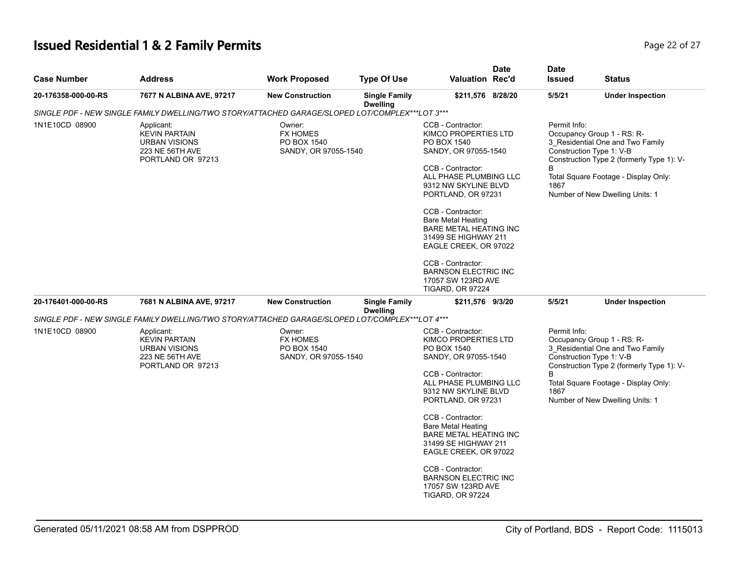# Issued Residential 1 & 2 Family Permits

| Case Number | Address | Work Proposed | Type Of Use | Valuation | Date Rec'd | Date Issued | Status |
|---|---|---|---|---|---|---|---|
| 20-176358-000-00-RS | 7677 N ALBINA AVE, 97217 | New Construction | Single Family Dwelling | $211,576 | 8/28/20 | 5/5/21 | Under Inspection |

*SINGLE PDF - NEW SINGLE FAMILY DWELLING/TWO STORY/ATTACHED GARAGE/SLOPED LOT/COMPLEX***LOT 3****

1N1E10CD 08900

Applicant:
KEVIN PARTAIN
URBAN VISIONS
223 NE 56TH AVE
PORTLAND OR 97213

Owner:
FX HOMES
PO BOX 1540
SANDY, OR 97055-1540

CCB - Contractor:
KIMCO PROPERTIES LTD
PO BOX 1540
SANDY, OR 97055-1540

CCB - Contractor:
ALL PHASE PLUMBING LLC
9312 NW SKYLINE BLVD
PORTLAND, OR 97231

CCB - Contractor:
Bare Metal Heating
BARE METAL HEATING INC
31499 SE HIGHWAY 211
EAGLE CREEK, OR 97022

CCB - Contractor:
BARNSON ELECTRIC INC
17057 SW 123RD AVE
TIGARD, OR 97224

Permit Info:
Occupancy Group 1 - RS: R-3_Residential One and Two Family
Construction Type 1: V-B
Construction Type 2 (formerly Type 1): V-B
Total Square Footage - Display Only: 1867
Number of New Dwelling Units: 1

| Case Number | Address | Work Proposed | Type Of Use | Valuation | Date Rec'd | Date Issued | Status |
|---|---|---|---|---|---|---|---|
| 20-176401-000-00-RS | 7681 N ALBINA AVE, 97217 | New Construction | Single Family Dwelling | $211,576 | 9/3/20 | 5/5/21 | Under Inspection |

*SINGLE PDF - NEW SINGLE FAMILY DWELLING/TWO STORY/ATTACHED GARAGE/SLOPED LOT/COMPLEX***LOT 4****

1N1E10CD 08900

Applicant:
KEVIN PARTAIN
URBAN VISIONS
223 NE 56TH AVE
PORTLAND OR 97213

Owner:
FX HOMES
PO BOX 1540
SANDY, OR 97055-1540

CCB - Contractor:
KIMCO PROPERTIES LTD
PO BOX 1540
SANDY, OR 97055-1540

CCB - Contractor:
ALL PHASE PLUMBING LLC
9312 NW SKYLINE BLVD
PORTLAND, OR 97231

CCB - Contractor:
Bare Metal Heating
BARE METAL HEATING INC
31499 SE HIGHWAY 211
EAGLE CREEK, OR 97022

CCB - Contractor:
BARNSON ELECTRIC INC
17057 SW 123RD AVE
TIGARD, OR 97224

Permit Info:
Occupancy Group 1 - RS: R-3_Residential One and Two Family
Construction Type 1: V-B
Construction Type 2 (formerly Type 1): V-B
Total Square Footage - Display Only: 1867
Number of New Dwelling Units: 1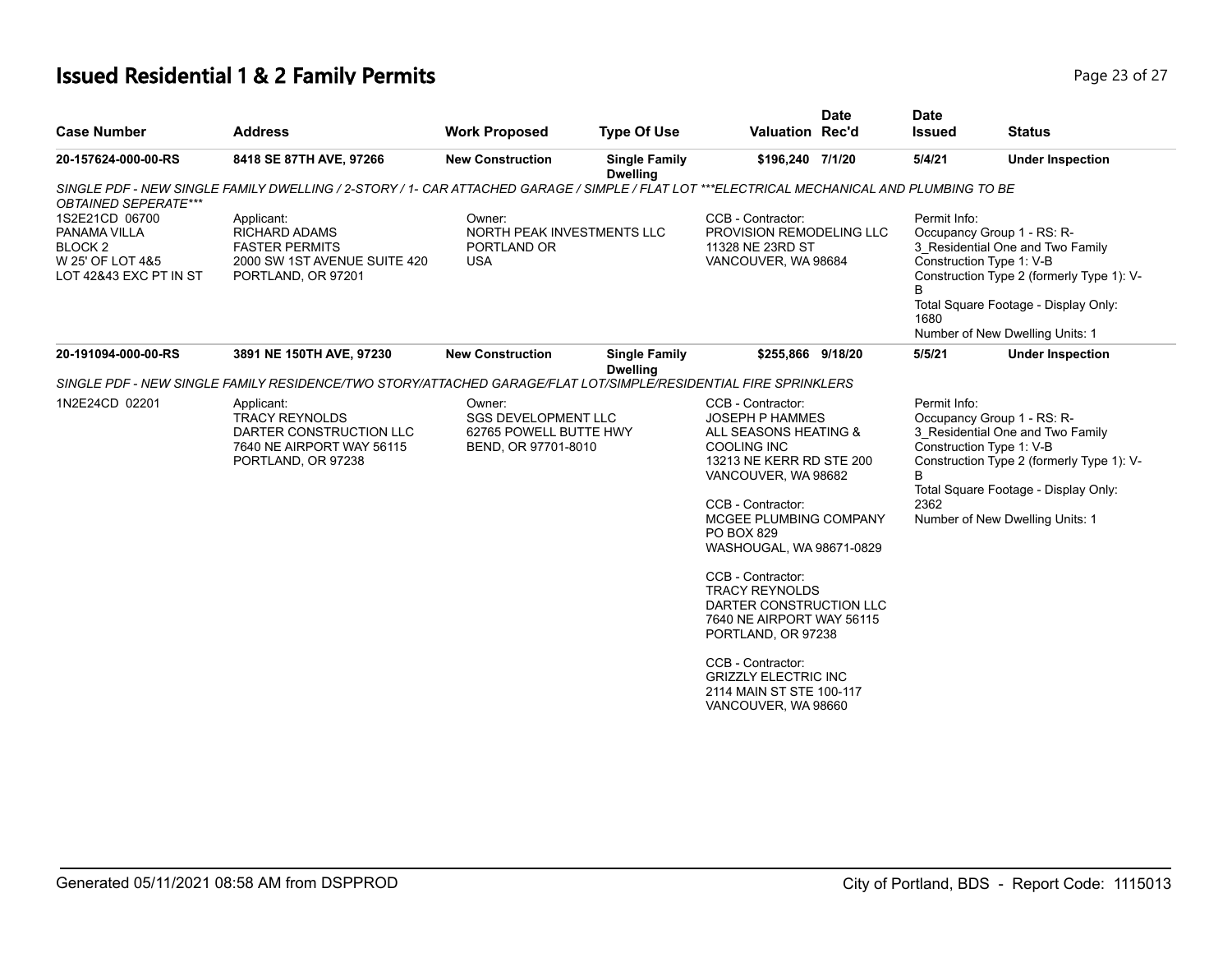# Issued Residential 1 & 2 Family Permits

| Case Number | Address | Work Proposed | Type Of Use | Valuation | Date Rec'd | Date Issued | Status |
|---|---|---|---|---|---|---|---|
| 20-157624-000-00-RS | 8418 SE 87TH AVE, 97266 | New Construction | Single Family Dwelling | $196,240 | 7/1/20 | 5/4/21 | Under Inspection |

*SINGLE PDF - NEW SINGLE FAMILY DWELLING / 2-STORY / 1- CAR ATTACHED GARAGE / SIMPLE / FLAT LOT ***ELECTRICAL MECHANICAL AND PLUMBING TO BE OBTAINED SEPERATE****

1S2E21CD 06700
PANAMA VILLA
BLOCK 2
W 25' OF LOT 4&5
LOT 42&43 EXC PT IN ST

Applicant:
RICHARD ADAMS
FASTER PERMITS
2000 SW 1ST AVENUE SUITE 420
PORTLAND, OR 97201

Owner:
NORTH PEAK INVESTMENTS LLC
PORTLAND OR
USA

CCB - Contractor:
PROVISION REMODELING LLC
11328 NE 23RD ST
VANCOUVER, WA 98684

Permit Info:
Occupancy Group 1 - RS: R-3_Residential One and Two Family
Construction Type 1: V-B
Construction Type 2 (formerly Type 1): V-B
Total Square Footage - Display Only: 1680
Number of New Dwelling Units: 1

| Case Number | Address | Work Proposed | Type Of Use | Valuation | Date Rec'd | Date Issued | Status |
|---|---|---|---|---|---|---|---|
| 20-191094-000-00-RS | 3891 NE 150TH AVE, 97230 | New Construction | Single Family Dwelling | $255,866 | 9/18/20 | 5/5/21 | Under Inspection |

*SINGLE PDF - NEW SINGLE FAMILY RESIDENCE/TWO STORY/ATTACHED GARAGE/FLAT LOT/SIMPLE/RESIDENTIAL FIRE SPRINKLERS*

1N2E24CD 02201

Applicant:
TRACY REYNOLDS
DARTER CONSTRUCTION LLC
7640 NE AIRPORT WAY 56115
PORTLAND, OR 97238

Owner:
SGS DEVELOPMENT LLC
62765 POWELL BUTTE HWY
BEND, OR 97701-8010

CCB - Contractor:
JOSEPH P HAMMES
ALL SEASONS HEATING & COOLING INC
13213 NE KERR RD STE 200
VANCOUVER, WA 98682

CCB - Contractor:
MCGEE PLUMBING COMPANY
PO BOX 829
WASHOUGAL, WA 98671-0829

CCB - Contractor:
TRACY REYNOLDS
DARTER CONSTRUCTION LLC
7640 NE AIRPORT WAY 56115
PORTLAND, OR 97238

CCB - Contractor:
GRIZZLY ELECTRIC INC
2114 MAIN ST STE 100-117
VANCOUVER, WA 98660

Permit Info:
Occupancy Group 1 - RS: R-3_Residential One and Two Family
Construction Type 1: V-B
Construction Type 2 (formerly Type 1): V-B
Total Square Footage - Display Only: 2362
Number of New Dwelling Units: 1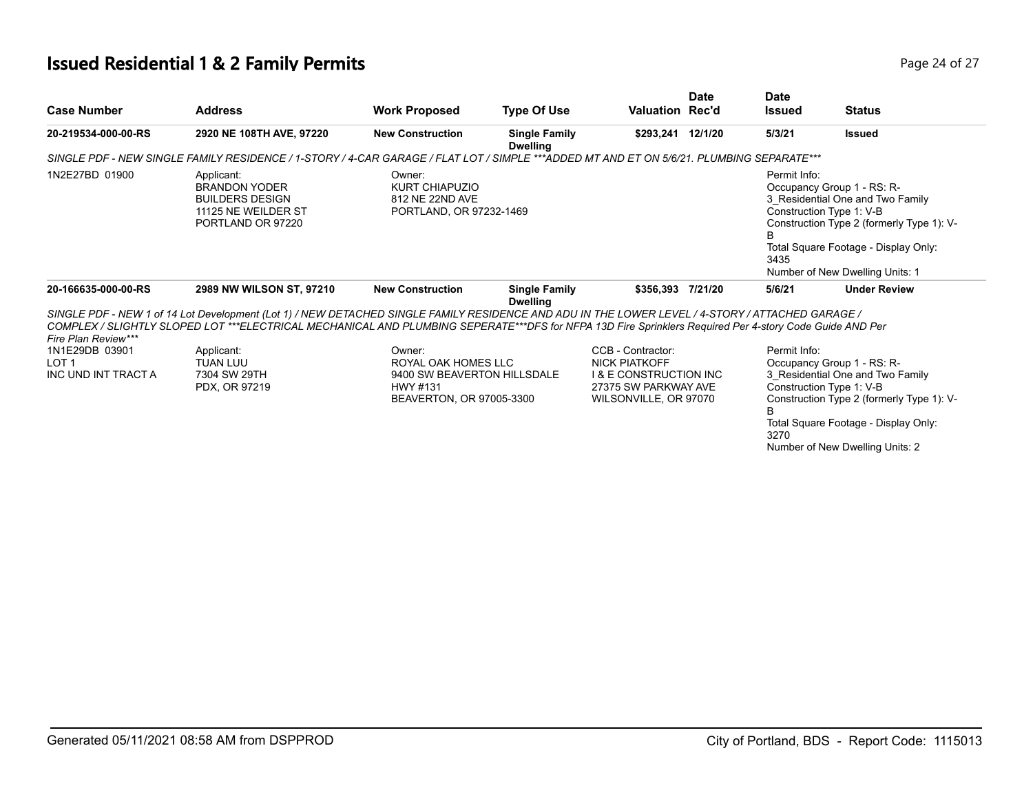## Issued Residential 1 & 2 Family Permits

| Case Number | Address | Work Proposed | Type Of Use | Valuation | Date Rec'd | Date Issued | Status |
|---|---|---|---|---|---|---|---|
| 20-219534-000-00-RS | 2920 NE 108TH AVE, 97220 | New Construction | Single Family Dwelling | $293,241 | 12/1/20 | 5/3/21 | Issued |

*SINGLE PDF - NEW SINGLE FAMILY RESIDENCE / 1-STORY / 4-CAR GARAGE / FLAT LOT / SIMPLE ***ADDED MT AND ET ON 5/6/21. PLUMBING SEPARATE****

1N2E27BD 01900

Applicant:
BRANDON YODER
BUILDERS DESIGN
11125 NE WEILDER ST
PORTLAND OR 97220

Owner:
KURT CHIAPUZIO
812 NE 22ND AVE
PORTLAND, OR 97232-1469

Permit Info:
Occupancy Group 1 - RS: R-3_Residential One and Two Family
Construction Type 1: V-B
Construction Type 2 (formerly Type 1): V-B
Total Square Footage - Display Only: 3435
Number of New Dwelling Units: 1

| Case Number | Address | Work Proposed | Type Of Use | Valuation | Date Rec'd | Date Issued | Status |
|---|---|---|---|---|---|---|---|
| 20-166635-000-00-RS | 2989 NW WILSON ST, 97210 | New Construction | Single Family Dwelling | $356,393 | 7/21/20 | 5/6/21 | Under Review |

*SINGLE PDF - NEW 1 of 14 Lot Development (Lot 1) / NEW DETACHED SINGLE FAMILY RESIDENCE AND ADU IN THE LOWER LEVEL / 4-STORY / ATTACHED GARAGE / COMPLEX / SLIGHTLY SLOPED LOT ***ELECTRICAL MECHANICAL AND PLUMBING SEPERATE***DFS for NFPA 13D Fire Sprinklers Required Per 4-story Code Guide AND Per Fire Plan Review****

1N1E29DB 03901
LOT 1
INC UND INT TRACT A

Applicant:
TUAN LUU
7304 SW 29TH
PDX, OR 97219

Owner:
ROYAL OAK HOMES LLC
9400 SW BEAVERTON HILLSDALE HWY #131
BEAVERTON, OR 97005-3300

CCB - Contractor:
NICK PIATKOFF
I & E CONSTRUCTION INC
27375 SW PARKWAY AVE
WILSONVILLE, OR 97070

Permit Info:
Occupancy Group 1 - RS: R-3_Residential One and Two Family
Construction Type 1: V-B
Construction Type 2 (formerly Type 1): V-B
Total Square Footage - Display Only: 3270
Number of New Dwelling Units: 2

Generated 05/11/2021 08:58 AM from DSPPROD

City of Portland, BDS - Report Code: 1115013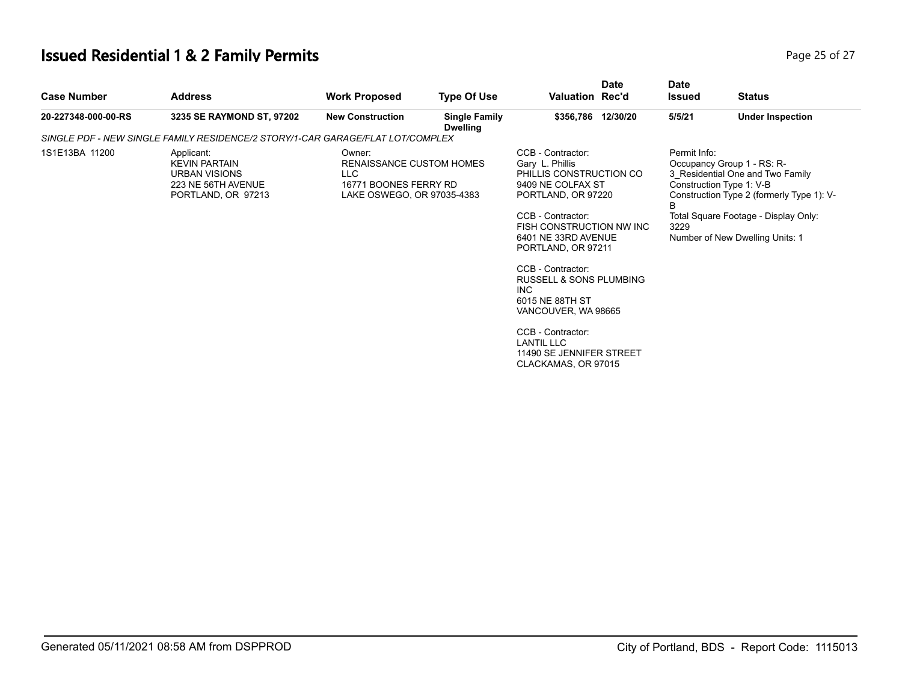# Issued Residential 1 & 2 Family Permits

| Case Number | Address | Work Proposed | Type Of Use | Valuation | Date Rec'd | Date Issued | Status |
|---|---|---|---|---|---|---|---|
| **20-227348-000-00-RS** | **3235 SE RAYMOND ST, 97202** | **New Construction** | **Single Family Dwelling** | **$356,786** | **12/30/20** | **5/5/21** | **Under Inspection** |

*SINGLE PDF - NEW SINGLE FAMILY RESIDENCE/2 STORY/1-CAR GARAGE/FLAT LOT/COMPLEX*

1S1E13BA 11200

Applicant:
KEVIN PARTAIN
URBAN VISIONS
223 NE 56TH AVENUE
PORTLAND, OR 97213

Owner:
RENAISSANCE CUSTOM HOMES LLC
16771 BOONES FERRY RD
LAKE OSWEGO, OR 97035-4383

CCB - Contractor:
Gary L. Phillis
PHILLIS CONSTRUCTION CO
9409 NE COLFAX ST
PORTLAND, OR 97220

CCB - Contractor:
FISH CONSTRUCTION NW INC
6401 NE 33RD AVENUE
PORTLAND, OR 97211

CCB - Contractor:
RUSSELL & SONS PLUMBING INC
6015 NE 88TH ST
VANCOUVER, WA 98665

CCB - Contractor:
LANTIL LLC
11490 SE JENNIFER STREET
CLACKAMAS, OR 97015

Permit Info:
Occupancy Group 1 - RS: R-3_Residential One and Two Family
Construction Type 1: V-B
Construction Type 2 (formerly Type 1): V-B
Total Square Footage - Display Only: 3229
Number of New Dwelling Units: 1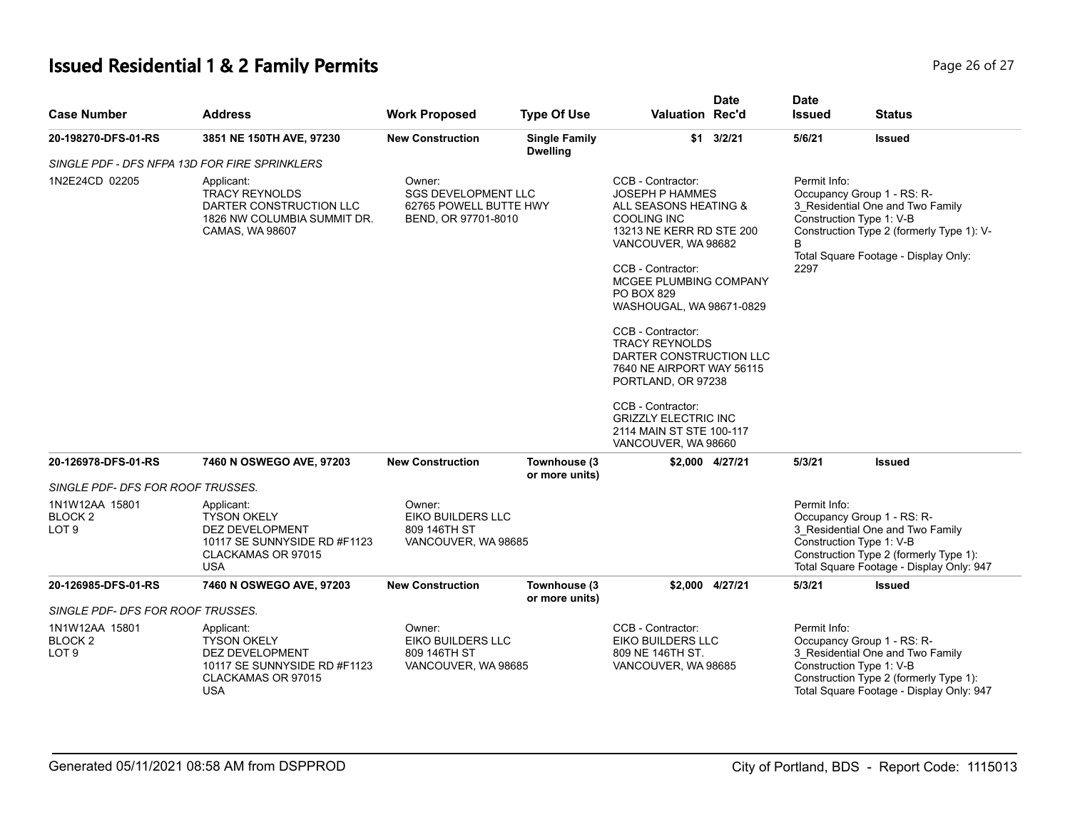# Issued Residential 1 & 2 Family Permits

| Case Number | Address | Work Proposed | Type Of Use | Valuation | Date Rec'd | Date Issued | Status |
|---|---|---|---|---|---|---|---|
| 20-198270-DFS-01-RS | 3851 NE 150TH AVE, 97230 | New Construction | Single Family Dwelling | $1 | 3/2/21 | 5/6/21 | Issued |
| *SINGLE PDF - DFS NFPA 13D FOR FIRE SPRINKLERS* | | | | | | | |
| 1N2E24CD 02205 | Applicant: TRACY REYNOLDS DARTER CONSTRUCTION LLC 1826 NW COLUMBIA SUMMIT DR. CAMAS, WA 98607 | Owner: SGS DEVELOPMENT LLC 62765 POWELL BUTTE HWY BEND, OR 97701-8010 | | CCB - Contractor: JOSEPH P HAMMES ALL SEASONS HEATING & COOLING INC 13213 NE KERR RD STE 200 VANCOUVER, WA 98682<br>CCB - Contractor: MCGEE PLUMBING COMPANY PO BOX 829 WASHOUGAL, WA 98671-0829<br>CCB - Contractor: TRACY REYNOLDS DARTER CONSTRUCTION LLC 7640 NE AIRPORT WAY 56115 PORTLAND, OR 97238<br>CCB - Contractor: GRIZZLY ELECTRIC INC 2114 MAIN ST STE 100-117 VANCOUVER, WA 98660 | | Permit Info: Occupancy Group 1 - RS: R-3_Residential One and Two Family Construction Type 1: V-B Construction Type 2 (formerly Type 1): V-B Total Square Footage - Display Only: 2297 | |
| 20-126978-DFS-01-RS | 7460 N OSWEGO AVE, 97203 | New Construction | Townhouse (3 or more units) | $2,000 | 4/27/21 | 5/3/21 | Issued |
| *SINGLE PDF- DFS FOR ROOF TRUSSES.* | | | | | | | |
| 1N1W12AA 15801 BLOCK 2 LOT 9 | Applicant: TYSON OKELY DEZ DEVELOPMENT 10117 SE SUNNYSIDE RD #F1123 CLACKAMAS OR 97015 USA | Owner: EIKO BUILDERS LLC 809 146TH ST VANCOUVER, WA 98685 | | | | Permit Info: Occupancy Group 1 - RS: R-3_Residential One and Two Family Construction Type 1: V-B Construction Type 2 (formerly Type 1): Total Square Footage - Display Only: 947 | |
| 20-126985-DFS-01-RS | 7460 N OSWEGO AVE, 97203 | New Construction | Townhouse (3 or more units) | $2,000 | 4/27/21 | 5/3/21 | Issued |
| *SINGLE PDF- DFS FOR ROOF TRUSSES.* | | | | | | | |
| 1N1W12AA 15801 BLOCK 2 LOT 9 | Applicant: TYSON OKELY DEZ DEVELOPMENT 10117 SE SUNNYSIDE RD #F1123 CLACKAMAS OR 97015 USA | Owner: EIKO BUILDERS LLC 809 146TH ST VANCOUVER, WA 98685 | | CCB - Contractor: EIKO BUILDERS LLC 809 NE 146TH ST. VANCOUVER, WA 98685 | | Permit Info: Occupancy Group 1 - RS: R-3_Residential One and Two Family Construction Type 1: V-B Construction Type 2 (formerly Type 1): Total Square Footage - Display Only: 947 | |

Generated 05/11/2021 08:58 AM from DSPPROD

City of Portland, BDS - Report Code: 1115013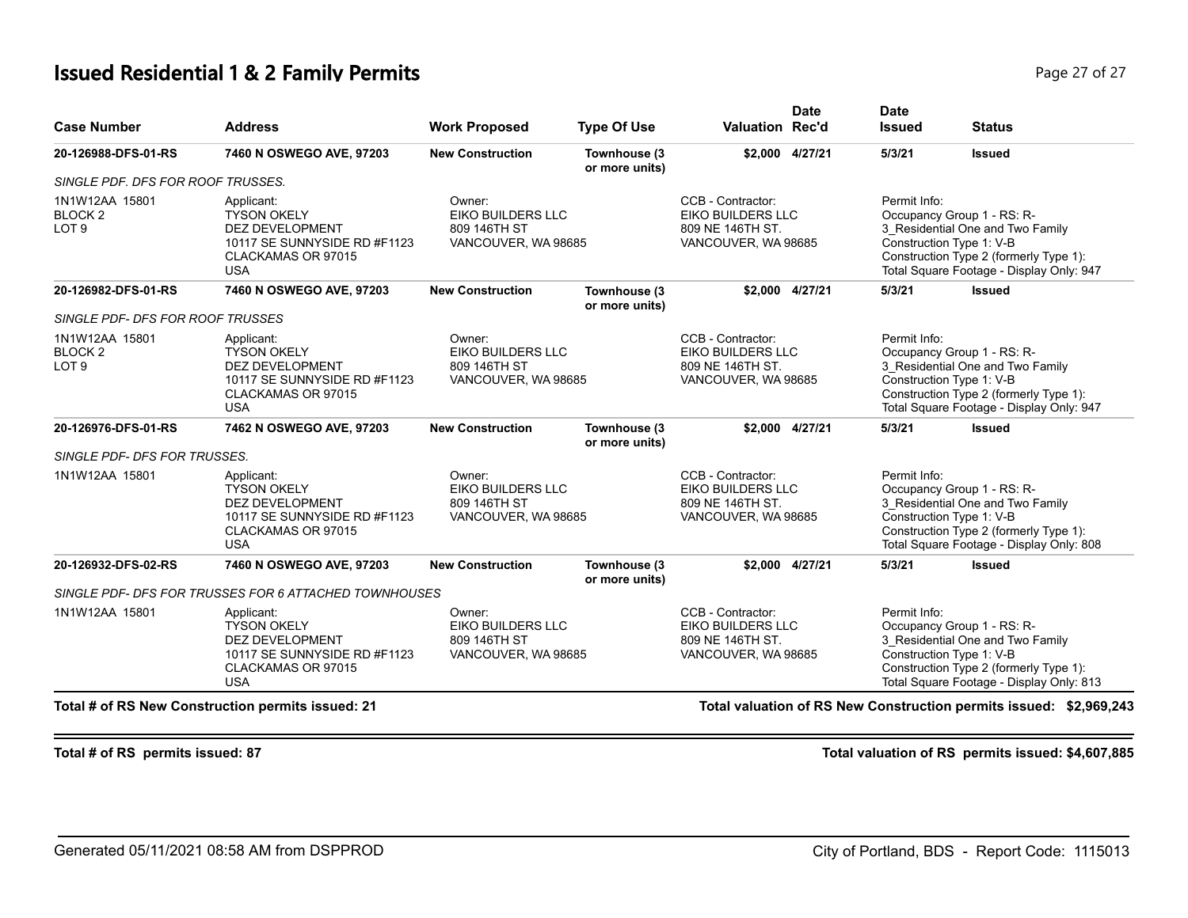# Issued Residential 1 & 2 Family Permits

| Case Number | Address | Work Proposed | Type Of Use | Valuation | Date Rec'd | Date Issued | Status |
|---|---|---|---|---|---|---|---|
| **20-126988-DFS-01-RS** | **7460 N OSWEGO AVE, 97203** | **New Construction** | **Townhouse (3 or more units)** | **$2,000** | **4/27/21** | **5/3/21** | **Issued** |

*SINGLE PDF. DFS FOR ROOF TRUSSES.*

1N1W12AA 15801
BLOCK 2
LOT 9

Applicant:
TYSON OKELY
DEZ DEVELOPMENT
10117 SE SUNNYSIDE RD #F1123
CLACKAMAS OR 97015
USA

Owner:
EIKO BUILDERS LLC
809 146TH ST
VANCOUVER, WA 98685

CCB - Contractor:
EIKO BUILDERS LLC
809 NE 146TH ST.
VANCOUVER, WA 98685

Permit Info:
Occupancy Group 1 - RS: R-3_Residential One and Two Family
Construction Type 1: V-B
Construction Type 2 (formerly Type 1):
Total Square Footage - Display Only: 947

| Case Number | Address | Work Proposed | Type Of Use | Valuation | Date Rec'd | Date Issued | Status |
|---|---|---|---|---|---|---|---|
| **20-126982-DFS-01-RS** | **7460 N OSWEGO AVE, 97203** | **New Construction** | **Townhouse (3 or more units)** | **$2,000** | **4/27/21** | **5/3/21** | **Issued** |

*SINGLE PDF- DFS FOR ROOF TRUSSES*

1N1W12AA 15801
BLOCK 2
LOT 9

Applicant:
TYSON OKELY
DEZ DEVELOPMENT
10117 SE SUNNYSIDE RD #F1123
CLACKAMAS OR 97015
USA

Owner:
EIKO BUILDERS LLC
809 146TH ST
VANCOUVER, WA 98685

CCB - Contractor:
EIKO BUILDERS LLC
809 NE 146TH ST.
VANCOUVER, WA 98685

Permit Info:
Occupancy Group 1 - RS: R-3_Residential One and Two Family
Construction Type 1: V-B
Construction Type 2 (formerly Type 1):
Total Square Footage - Display Only: 947

| Case Number | Address | Work Proposed | Type Of Use | Valuation | Date Rec'd | Date Issued | Status |
|---|---|---|---|---|---|---|---|
| **20-126976-DFS-01-RS** | **7462 N OSWEGO AVE, 97203** | **New Construction** | **Townhouse (3 or more units)** | **$2,000** | **4/27/21** | **5/3/21** | **Issued** |

*SINGLE PDF- DFS FOR TRUSSES.*

1N1W12AA 15801

Applicant:
TYSON OKELY
DEZ DEVELOPMENT
10117 SE SUNNYSIDE RD #F1123
CLACKAMAS OR 97015
USA

Owner:
EIKO BUILDERS LLC
809 146TH ST
VANCOUVER, WA 98685

CCB - Contractor:
EIKO BUILDERS LLC
809 NE 146TH ST.
VANCOUVER, WA 98685

Permit Info:
Occupancy Group 1 - RS: R-3_Residential One and Two Family
Construction Type 1: V-B
Construction Type 2 (formerly Type 1):
Total Square Footage - Display Only: 808

| Case Number | Address | Work Proposed | Type Of Use | Valuation | Date Rec'd | Date Issued | Status |
|---|---|---|---|---|---|---|---|
| **20-126932-DFS-02-RS** | **7460 N OSWEGO AVE, 97203** | **New Construction** | **Townhouse (3 or more units)** | **$2,000** | **4/27/21** | **5/3/21** | **Issued** |

*SINGLE PDF- DFS FOR TRUSSES FOR 6 ATTACHED TOWNHOUSES*

1N1W12AA 15801

Applicant:
TYSON OKELY
DEZ DEVELOPMENT
10117 SE SUNNYSIDE RD #F1123
CLACKAMAS OR 97015
USA

Owner:
EIKO BUILDERS LLC
809 146TH ST
VANCOUVER, WA 98685

CCB - Contractor:
EIKO BUILDERS LLC
809 NE 146TH ST.
VANCOUVER, WA 98685

Permit Info:
Occupancy Group 1 - RS: R-3_Residential One and Two Family
Construction Type 1: V-B
Construction Type 2 (formerly Type 1):
Total Square Footage - Display Only: 813

**Total # of RS New Construction permits issued: 21**

**Total valuation of RS New Construction permits issued: $2,969,243**

**Total # of RS permits issued: 87**

**Total valuation of RS permits issued: $4,607,885**

Generated 05/11/2021 08:58 AM from DSPPROD

City of Portland, BDS - Report Code: 1115013